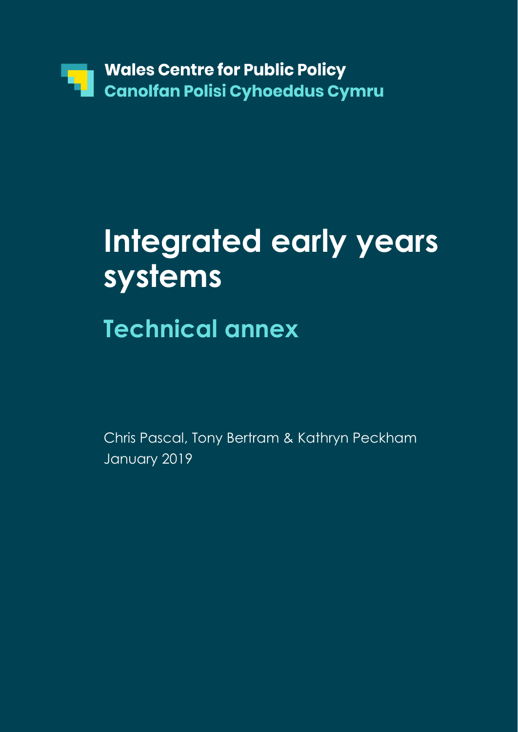Wales Centre for Public Policy
Canolfan Polisi Cyhoeddus Cymru

# Integrated early years systems

## Technical annex

Chris Pascal, Tony Bertram & Kathryn Peckham
January 2019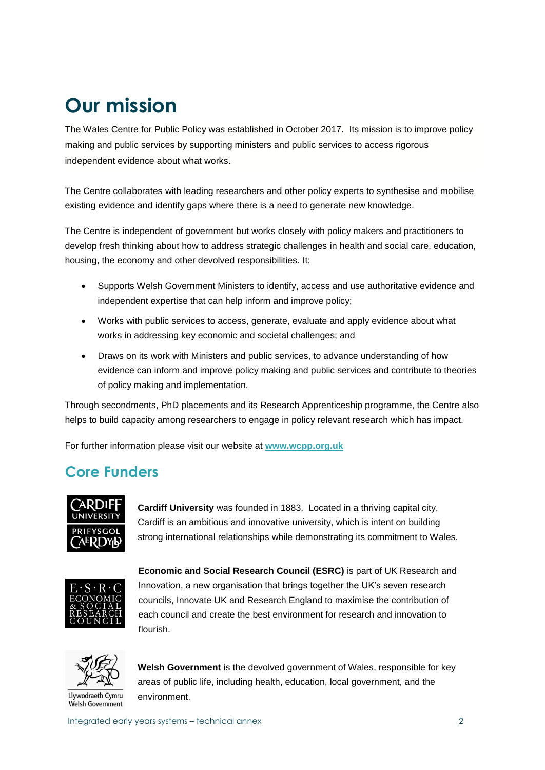# Our mission

The Wales Centre for Public Policy was established in October 2017. Its mission is to improve policy making and public services by supporting ministers and public services to access rigorous independent evidence about what works.

The Centre collaborates with leading researchers and other policy experts to synthesise and mobilise existing evidence and identify gaps where there is a need to generate new knowledge.

The Centre is independent of government but works closely with policy makers and practitioners to develop fresh thinking about how to address strategic challenges in health and social care, education, housing, the economy and other devolved responsibilities. It:

- Supports Welsh Government Ministers to identify, access and use authoritative evidence and independent expertise that can help inform and improve policy;
- Works with public services to access, generate, evaluate and apply evidence about what works in addressing key economic and societal challenges; and
- Draws on its work with Ministers and public services, to advance understanding of how evidence can inform and improve policy making and public services and contribute to theories of policy making and implementation.

Through secondments, PhD placements and its Research Apprenticeship programme, the Centre also helps to build capacity among researchers to engage in policy relevant research which has impact.

For further information please visit our website at **www.wcpp.org.uk**

## Core Funders

**Cardiff University** was founded in 1883. Located in a thriving capital city, Cardiff is an ambitious and innovative university, which is intent on building strong international relationships while demonstrating its commitment to Wales.

**Economic and Social Research Council (ESRC)** is part of UK Research and Innovation, a new organisation that brings together the UK's seven research councils, Innovate UK and Research England to maximise the contribution of each council and create the best environment for research and innovation to flourish.

**Welsh Government** is the devolved government of Wales, responsible for key areas of public life, including health, education, local government, and the environment.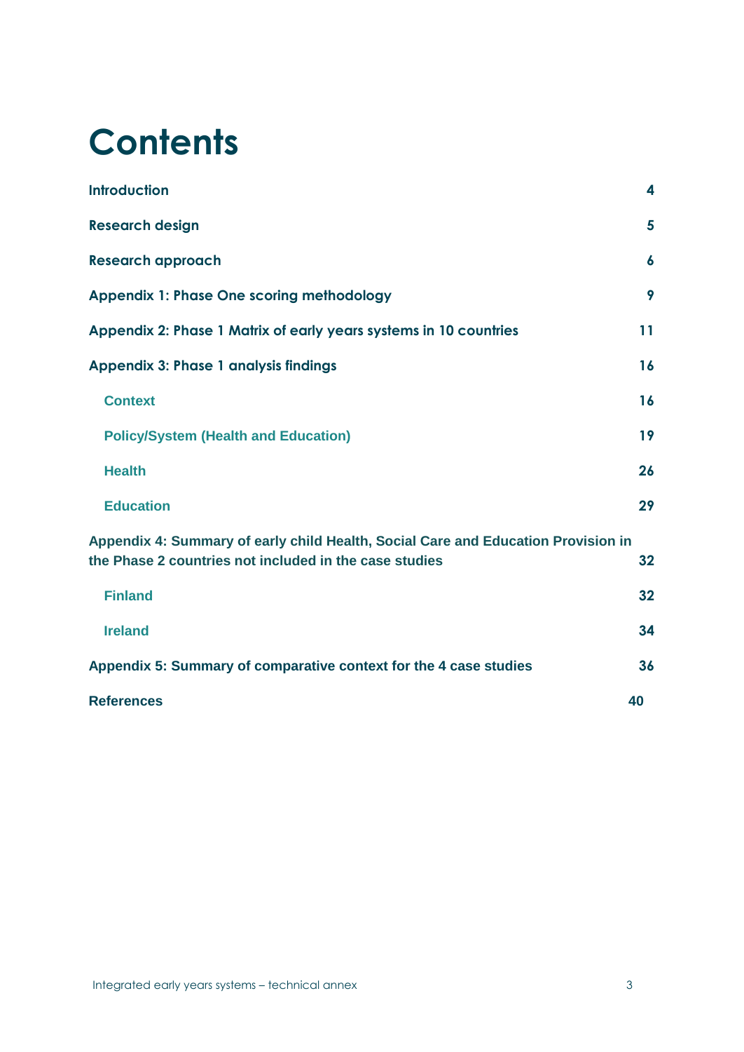# Contents

| | |
|---|---|
| **Introduction** | **4** |
| **Research design** | **5** |
| **Research approach** | **6** |
| **Appendix 1: Phase One scoring methodology** | **9** |
| **Appendix 2: Phase 1 Matrix of early years systems in 10 countries** | **11** |
| **Appendix 3: Phase 1 analysis findings** | **16** |
| &nbsp;&nbsp;&nbsp;&nbsp;**Context** | **16** |
| &nbsp;&nbsp;&nbsp;&nbsp;**Policy/System (Health and Education)** | **19** |
| &nbsp;&nbsp;&nbsp;&nbsp;**Health** | **26** |
| &nbsp;&nbsp;&nbsp;&nbsp;**Education** | **29** |
| **Appendix 4: Summary of early child Health, Social Care and Education Provision in the Phase 2 countries not included in the case studies** | **32** |
| &nbsp;&nbsp;&nbsp;&nbsp;**Finland** | **32** |
| &nbsp;&nbsp;&nbsp;&nbsp;**Ireland** | **34** |
| **Appendix 5: Summary of comparative context for the 4 case studies** | **36** |
| **References** | **40** |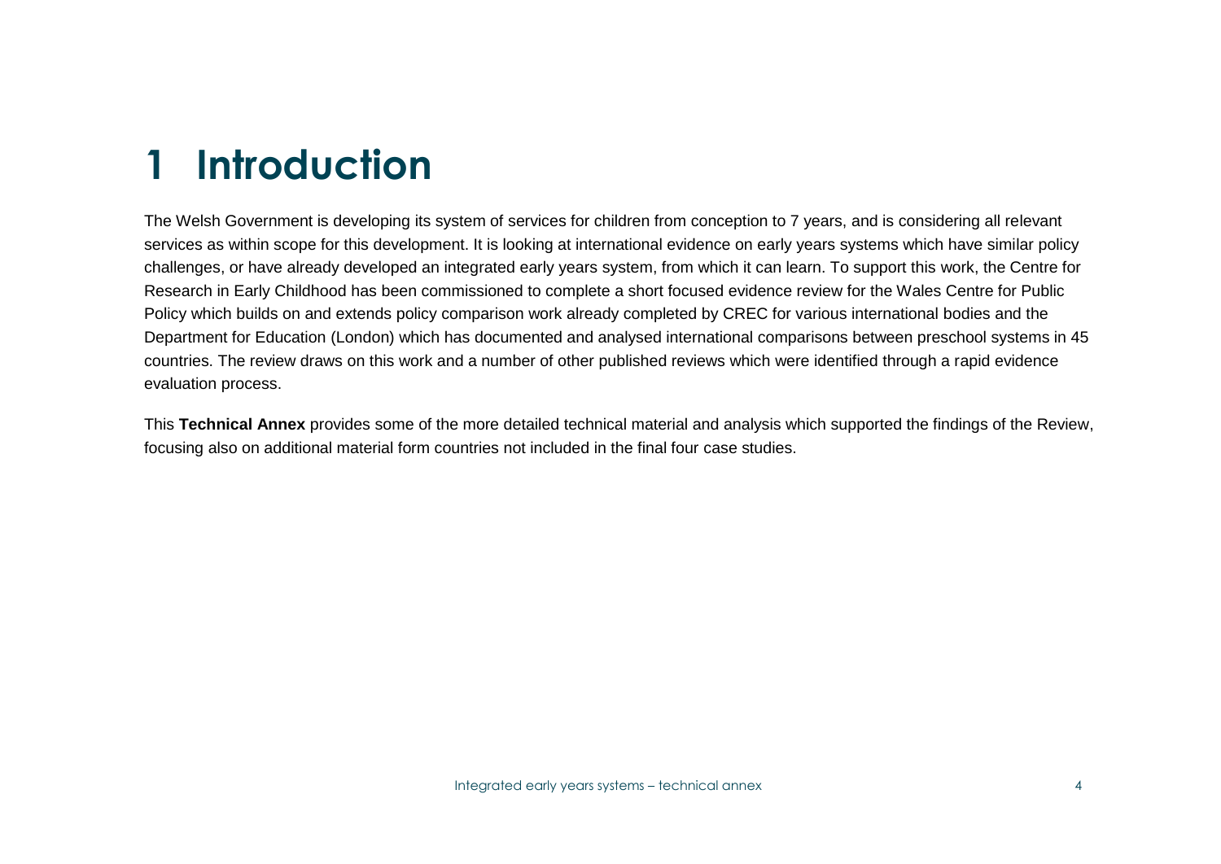# 1 Introduction

The Welsh Government is developing its system of services for children from conception to 7 years, and is considering all relevant services as within scope for this development. It is looking at international evidence on early years systems which have similar policy challenges, or have already developed an integrated early years system, from which it can learn. To support this work, the Centre for Research in Early Childhood has been commissioned to complete a short focused evidence review for the Wales Centre for Public Policy which builds on and extends policy comparison work already completed by CREC for various international bodies and the Department for Education (London) which has documented and analysed international comparisons between preschool systems in 45 countries. The review draws on this work and a number of other published reviews which were identified through a rapid evidence evaluation process.

This **Technical Annex** provides some of the more detailed technical material and analysis which supported the findings of the Review, focusing also on additional material form countries not included in the final four case studies.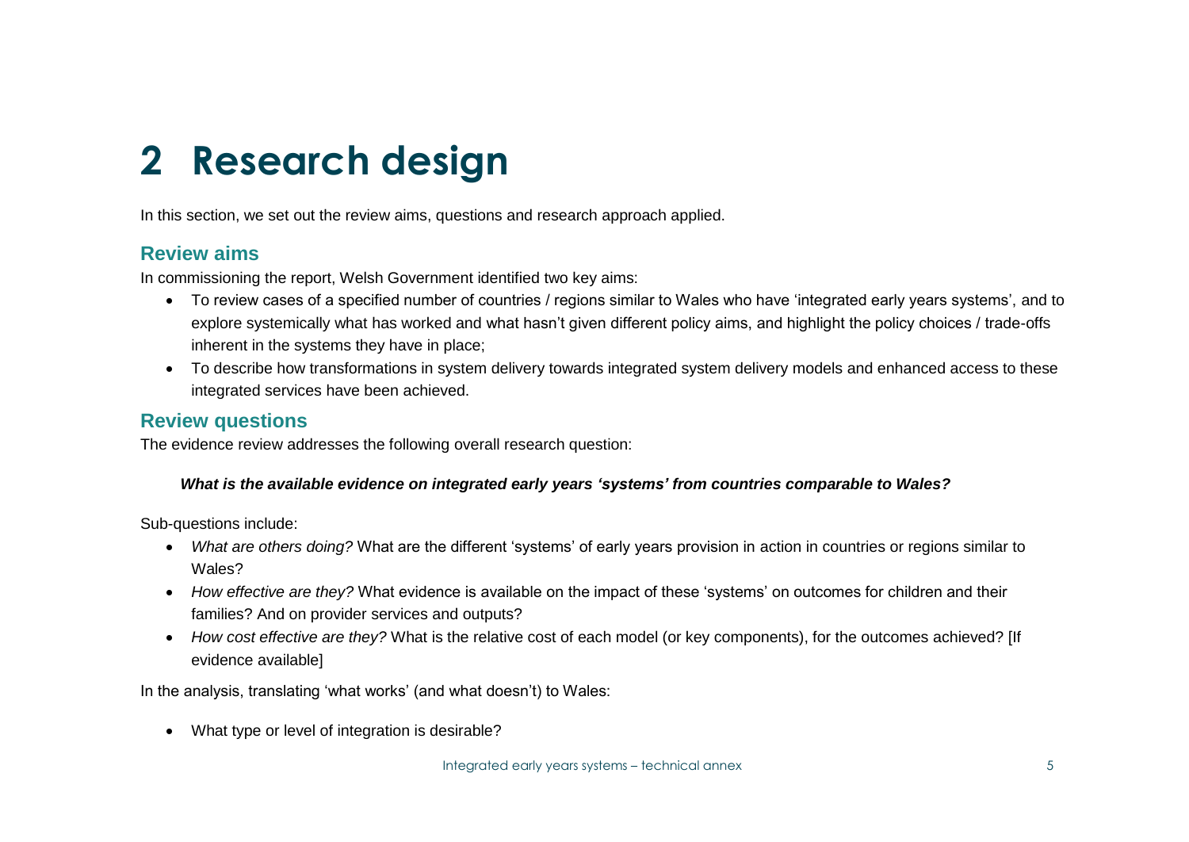# 2 Research design

In this section, we set out the review aims, questions and research approach applied.

## Review aims

In commissioning the report, Welsh Government identified two key aims:

- To review cases of a specified number of countries / regions similar to Wales who have 'integrated early years systems', and to explore systemically what has worked and what hasn't given different policy aims, and highlight the policy choices / trade-offs inherent in the systems they have in place;
- To describe how transformations in system delivery towards integrated system delivery models and enhanced access to these integrated services have been achieved.

## Review questions

The evidence review addresses the following overall research question:

***What is the available evidence on integrated early years 'systems' from countries comparable to Wales?***

Sub-questions include:

- *What are others doing?* What are the different 'systems' of early years provision in action in countries or regions similar to Wales?
- *How effective are they?* What evidence is available on the impact of these 'systems' on outcomes for children and their families? And on provider services and outputs?
- *How cost effective are they?* What is the relative cost of each model (or key components), for the outcomes achieved? [If evidence available]

In the analysis, translating 'what works' (and what doesn't) to Wales:

- What type or level of integration is desirable?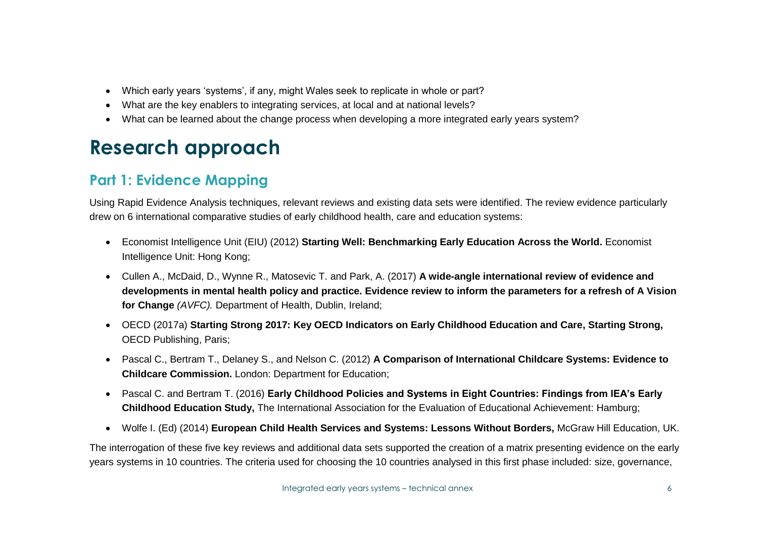- Which early years 'systems', if any, might Wales seek to replicate in whole or part?
- What are the key enablers to integrating services, at local and at national levels?
- What can be learned about the change process when developing a more integrated early years system?

# Research approach

## Part 1: Evidence Mapping

Using Rapid Evidence Analysis techniques, relevant reviews and existing data sets were identified. The review evidence particularly drew on 6 international comparative studies of early childhood health, care and education systems:

- Economist Intelligence Unit (EIU) (2012) **Starting Well: Benchmarking Early Education Across the World.** Economist Intelligence Unit: Hong Kong;
- Cullen A., McDaid, D., Wynne R., Matosevic T. and Park, A. (2017) **A wide-angle international review of evidence and developments in mental health policy and practice. Evidence review to inform the parameters for a refresh of A Vision for Change** *(AVFC).* Department of Health, Dublin, Ireland;
- OECD (2017a) **Starting Strong 2017: Key OECD Indicators on Early Childhood Education and Care, Starting Strong,** OECD Publishing, Paris;
- Pascal C., Bertram T., Delaney S., and Nelson C. (2012) **A Comparison of International Childcare Systems: Evidence to Childcare Commission.** London: Department for Education;
- Pascal C. and Bertram T. (2016) **Early Childhood Policies and Systems in Eight Countries: Findings from IEA's Early Childhood Education Study,** The International Association for the Evaluation of Educational Achievement: Hamburg;
- Wolfe I. (Ed) (2014) **European Child Health Services and Systems: Lessons Without Borders,** McGraw Hill Education, UK.

The interrogation of these five key reviews and additional data sets supported the creation of a matrix presenting evidence on the early years systems in 10 countries. The criteria used for choosing the 10 countries analysed in this first phase included: size, governance,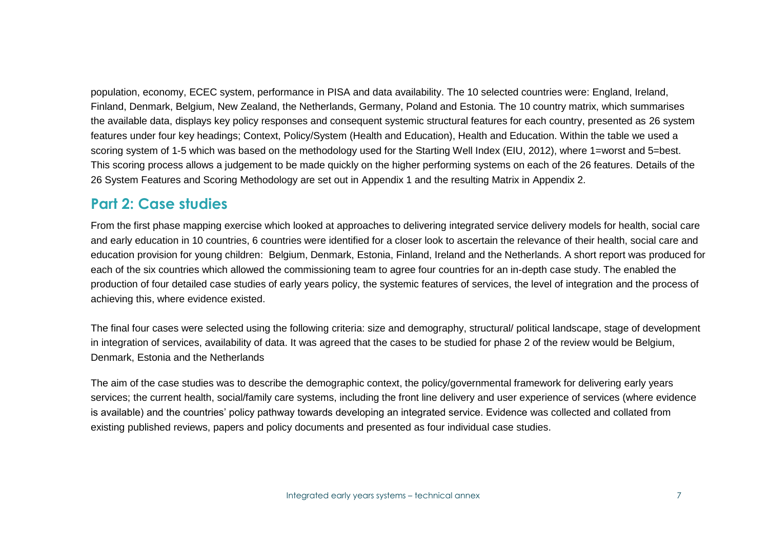population, economy, ECEC system, performance in PISA and data availability. The 10 selected countries were: England, Ireland, Finland, Denmark, Belgium, New Zealand, the Netherlands, Germany, Poland and Estonia. The 10 country matrix, which summarises the available data, displays key policy responses and consequent systemic structural features for each country, presented as 26 system features under four key headings; Context, Policy/System (Health and Education), Health and Education. Within the table we used a scoring system of 1-5 which was based on the methodology used for the Starting Well Index (EIU, 2012), where 1=worst and 5=best. This scoring process allows a judgement to be made quickly on the higher performing systems on each of the 26 features. Details of the 26 System Features and Scoring Methodology are set out in Appendix 1 and the resulting Matrix in Appendix 2.

## Part 2: Case studies

From the first phase mapping exercise which looked at approaches to delivering integrated service delivery models for health, social care and early education in 10 countries, 6 countries were identified for a closer look to ascertain the relevance of their health, social care and education provision for young children: Belgium, Denmark, Estonia, Finland, Ireland and the Netherlands. A short report was produced for each of the six countries which allowed the commissioning team to agree four countries for an in-depth case study. The enabled the production of four detailed case studies of early years policy, the systemic features of services, the level of integration and the process of achieving this, where evidence existed.

The final four cases were selected using the following criteria: size and demography, structural/ political landscape, stage of development in integration of services, availability of data. It was agreed that the cases to be studied for phase 2 of the review would be Belgium, Denmark, Estonia and the Netherlands

The aim of the case studies was to describe the demographic context, the policy/governmental framework for delivering early years services; the current health, social/family care systems, including the front line delivery and user experience of services (where evidence is available) and the countries' policy pathway towards developing an integrated service. Evidence was collected and collated from existing published reviews, papers and policy documents and presented as four individual case studies.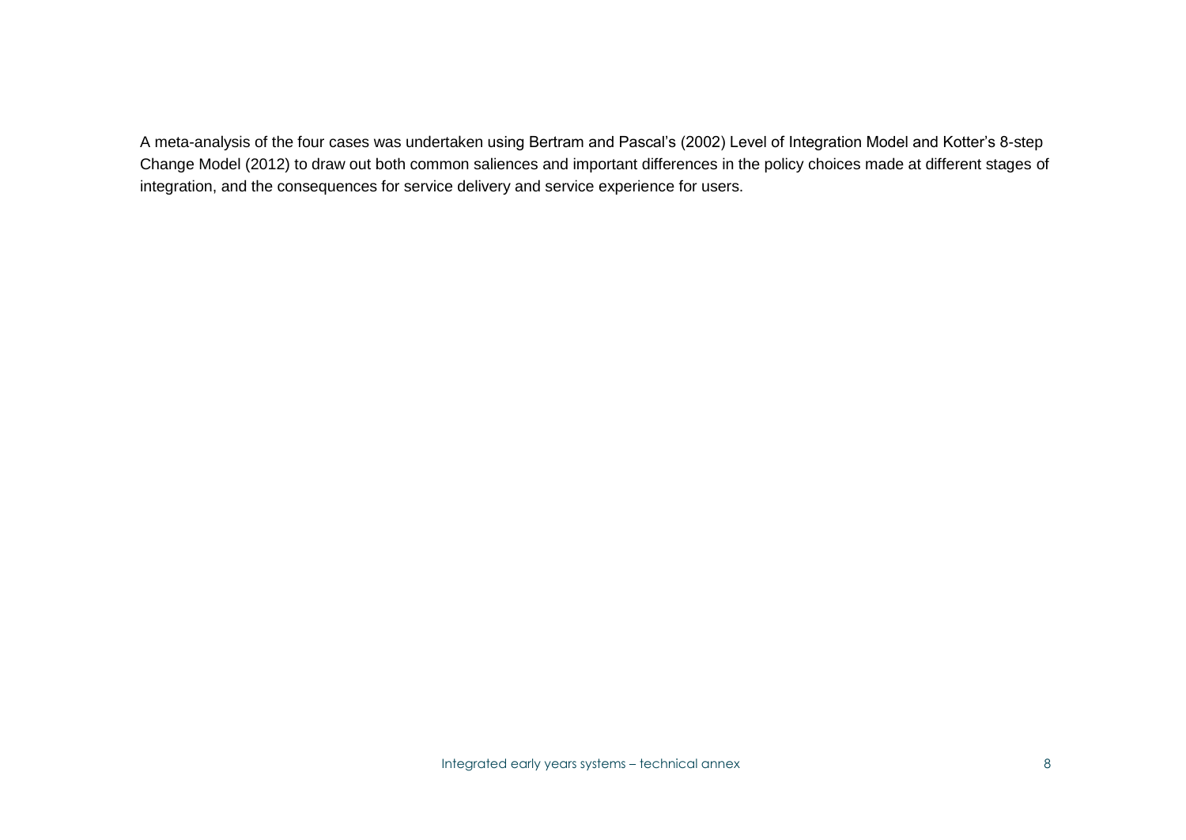A meta-analysis of the four cases was undertaken using Bertram and Pascal's (2002) Level of Integration Model and Kotter's 8-step Change Model (2012) to draw out both common saliences and important differences in the policy choices made at different stages of integration, and the consequences for service delivery and service experience for users.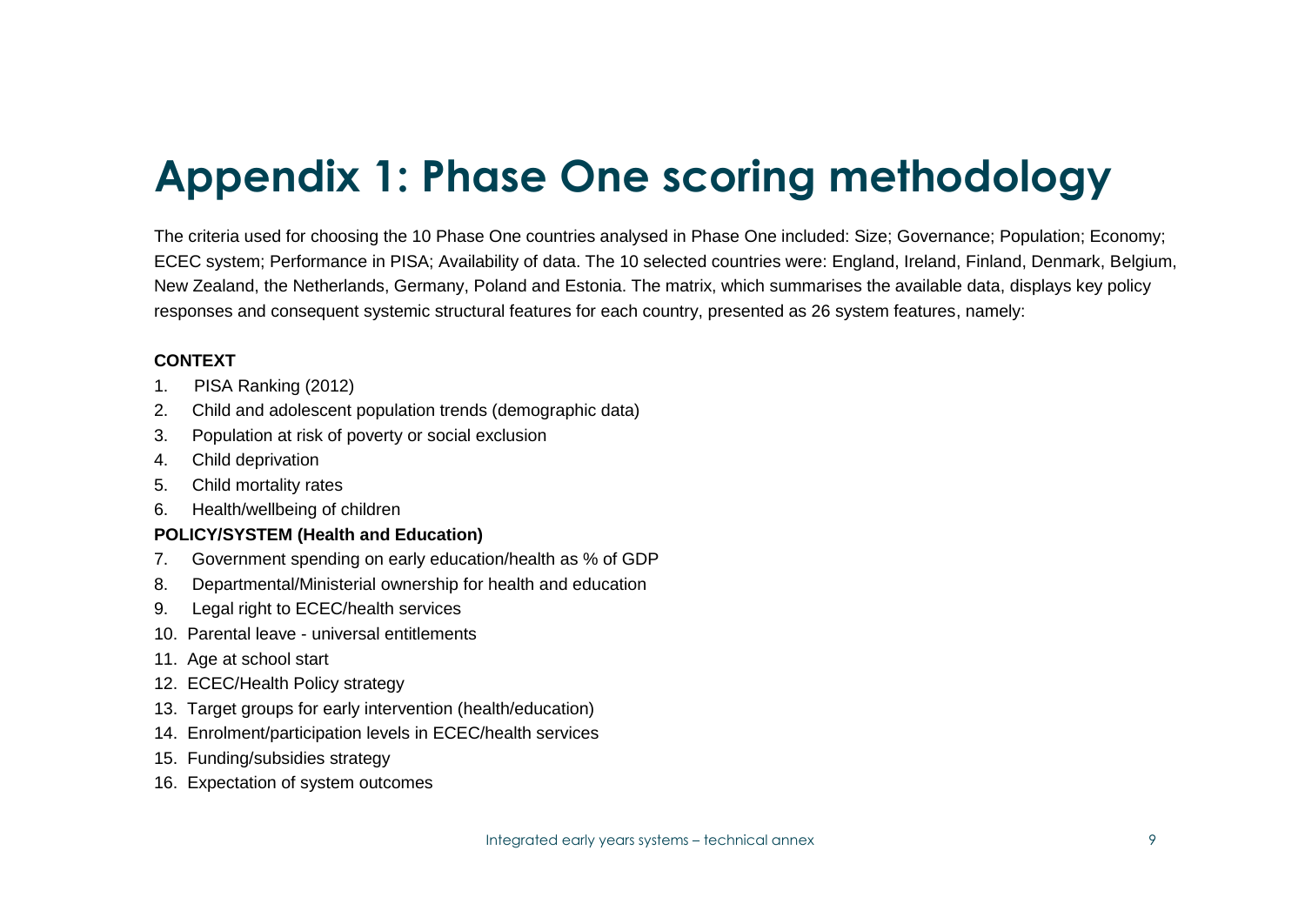# Appendix 1: Phase One scoring methodology

The criteria used for choosing the 10 Phase One countries analysed in Phase One included: Size; Governance; Population; Economy; ECEC system; Performance in PISA; Availability of data. The 10 selected countries were: England, Ireland, Finland, Denmark, Belgium, New Zealand, the Netherlands, Germany, Poland and Estonia. The matrix, which summarises the available data, displays key policy responses and consequent systemic structural features for each country, presented as 26 system features, namely:

**CONTEXT**

1. PISA Ranking (2012)
2. Child and adolescent population trends (demographic data)
3. Population at risk of poverty or social exclusion
4. Child deprivation
5. Child mortality rates
6. Health/wellbeing of children

**POLICY/SYSTEM (Health and Education)**

7. Government spending on early education/health as % of GDP
8. Departmental/Ministerial ownership for health and education
9. Legal right to ECEC/health services
10. Parental leave - universal entitlements
11. Age at school start
12. ECEC/Health Policy strategy
13. Target groups for early intervention (health/education)
14. Enrolment/participation levels in ECEC/health services
15. Funding/subsidies strategy
16. Expectation of system outcomes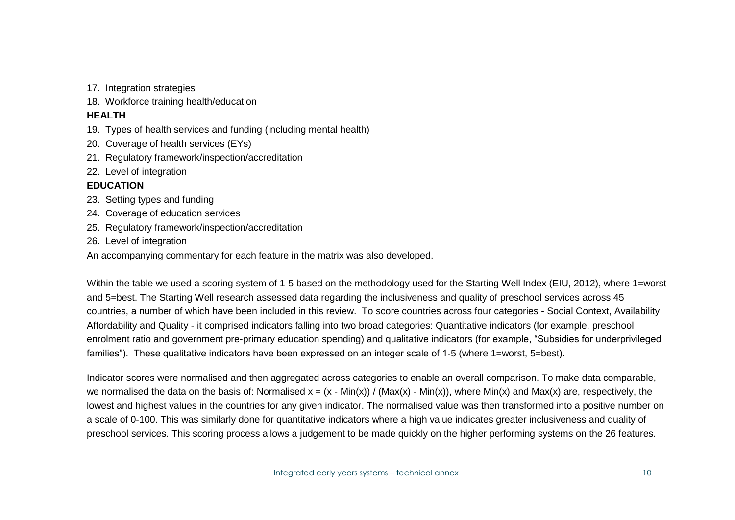17. Integration strategies
18. Workforce training health/education

**HEALTH**

19. Types of health services and funding (including mental health)
20. Coverage of health services (EYs)
21. Regulatory framework/inspection/accreditation
22. Level of integration

**EDUCATION**

23. Setting types and funding
24. Coverage of education services
25. Regulatory framework/inspection/accreditation
26. Level of integration

An accompanying commentary for each feature in the matrix was also developed.

Within the table we used a scoring system of 1-5 based on the methodology used for the Starting Well Index (EIU, 2012), where 1=worst and 5=best. The Starting Well research assessed data regarding the inclusiveness and quality of preschool services across 45 countries, a number of which have been included in this review. To score countries across four categories - Social Context, Availability, Affordability and Quality - it comprised indicators falling into two broad categories: Quantitative indicators (for example, preschool enrolment ratio and government pre-primary education spending) and qualitative indicators (for example, "Subsidies for underprivileged families"). These qualitative indicators have been expressed on an integer scale of 1-5 (where 1=worst, 5=best).

Indicator scores were normalised and then aggregated across categories to enable an overall comparison. To make data comparable, we normalised the data on the basis of: Normalised $x = (x - \text{Min}(x)) / (\text{Max}(x) - \text{Min}(x))$, where $\text{Min}(x)$ and $\text{Max}(x)$ are, respectively, the lowest and highest values in the countries for any given indicator. The normalised value was then transformed into a positive number on a scale of 0-100. This was similarly done for quantitative indicators where a high value indicates greater inclusiveness and quality of preschool services. This scoring process allows a judgement to be made quickly on the higher performing systems on the 26 features.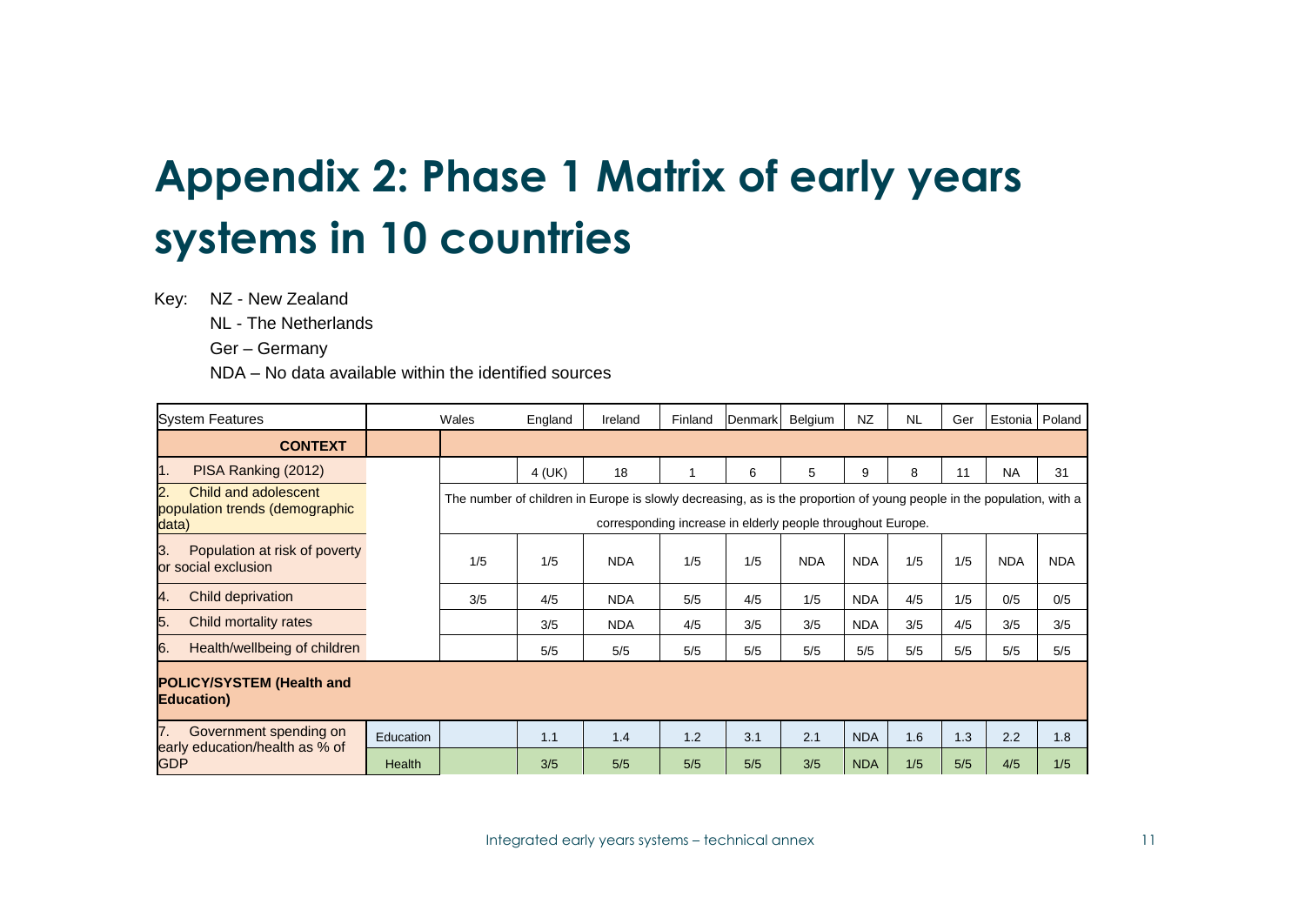# Appendix 2: Phase 1 Matrix of early years systems in 10 countries

Key: NZ - New Zealand

NL - The Netherlands

Ger – Germany

NDA – No data available within the identified sources

| System Features | | Wales | England | Ireland | Finland | Denmark | Belgium | NZ | NL | Ger | Estonia | Poland |
|---|---|---|---|---|---|---|---|---|---|---|---|---|
| **CONTEXT** | | | | | | | | | | | | |
| 1. PISA Ranking (2012) | | | 4 (UK) | 18 | 1 | 6 | 5 | 9 | 8 | 11 | NA | 31 |
| 2. Child and adolescent population trends (demographic data) | | The number of children in Europe is slowly decreasing, as is the proportion of young people in the population, with a corresponding increase in elderly people throughout Europe. | | | | | | | | | | |
| 3. Population at risk of poverty or social exclusion | | 1/5 | 1/5 | NDA | 1/5 | 1/5 | NDA | NDA | 1/5 | 1/5 | NDA | NDA |
| 4. Child deprivation | | 3/5 | 4/5 | NDA | 5/5 | 4/5 | 1/5 | NDA | 4/5 | 1/5 | 0/5 | 0/5 |
| 5. Child mortality rates | | | 3/5 | NDA | 4/5 | 3/5 | 3/5 | NDA | 3/5 | 4/5 | 3/5 | 3/5 |
| 6. Health/wellbeing of children | | | 5/5 | 5/5 | 5/5 | 5/5 | 5/5 | 5/5 | 5/5 | 5/5 | 5/5 | 5/5 |
| **POLICY/SYSTEM (Health and Education)** | | | | | | | | | | | | |
| 7. Government spending on early education/health as % of GDP | Education | | 1.1 | 1.4 | 1.2 | 3.1 | 2.1 | NDA | 1.6 | 1.3 | 2.2 | 1.8 |
| | Health | | 3/5 | 5/5 | 5/5 | 5/5 | 3/5 | NDA | 1/5 | 5/5 | 4/5 | 1/5 |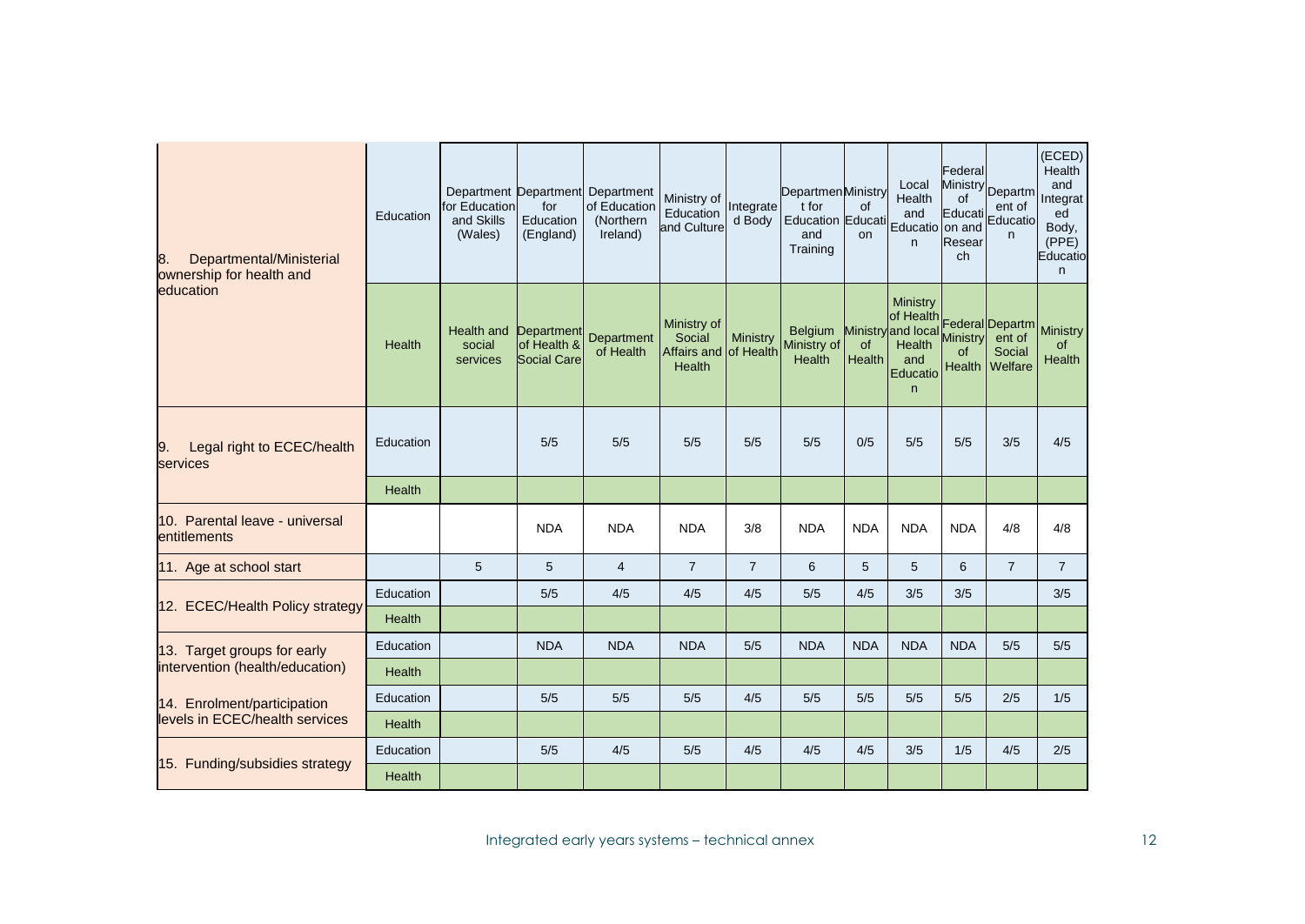| | | | | | | | | | | | | |
|---|---|---|---|---|---|---|---|---|---|---|---|---|
| 8. Departmental/Ministerial ownership for health and education | Education | Department for Education and Skills (Wales) | Department for Education (England) | Department of Education (Northern Ireland) | Ministry of Education and Culture | Integrated Body | Department for Education and Training | Ministry of Education | Local Health and Education | Federal Ministry of Education and Research | Department of Education | (ECED) Health and Integrated Body, (PPE) Education |
| | Health | Health and social services | Department of Health & Social Care | Department of Health | Ministry of Social Affairs and Health | Ministry of Health | Belgium Ministry of Health | Ministry of Health | Ministry of Health and local Health and Education | Federal Ministry of Health | Department of Social Welfare | Ministry of Health |
| 9. Legal right to ECEC/health services | Education | | 5/5 | 5/5 | 5/5 | 5/5 | 5/5 | 0/5 | 5/5 | 5/5 | 3/5 | 4/5 |
| | Health | | | | | | | | | | | |
| 10. Parental leave - universal entitlements | | | NDA | NDA | NDA | 3/8 | NDA | NDA | NDA | NDA | 4/8 | 4/8 |
| 11. Age at school start | | 5 | 5 | 4 | 7 | 7 | 6 | 5 | 5 | 6 | 7 | 7 |
| 12. ECEC/Health Policy strategy | Education | | 5/5 | 4/5 | 4/5 | 4/5 | 5/5 | 4/5 | 3/5 | 3/5 | | 3/5 |
| | Health | | | | | | | | | | | |
| 13. Target groups for early intervention (health/education) | Education | | NDA | NDA | NDA | 5/5 | NDA | NDA | NDA | NDA | 5/5 | 5/5 |
| | Health | | | | | | | | | | | |
| 14. Enrolment/participation levels in ECEC/health services | Education | | 5/5 | 5/5 | 5/5 | 4/5 | 5/5 | 5/5 | 5/5 | 5/5 | 2/5 | 1/5 |
| | Health | | | | | | | | | | | |
| 15. Funding/subsidies strategy | Education | | 5/5 | 4/5 | 5/5 | 4/5 | 4/5 | 4/5 | 3/5 | 1/5 | 4/5 | 2/5 |
| | Health | | | | | | | | | | | |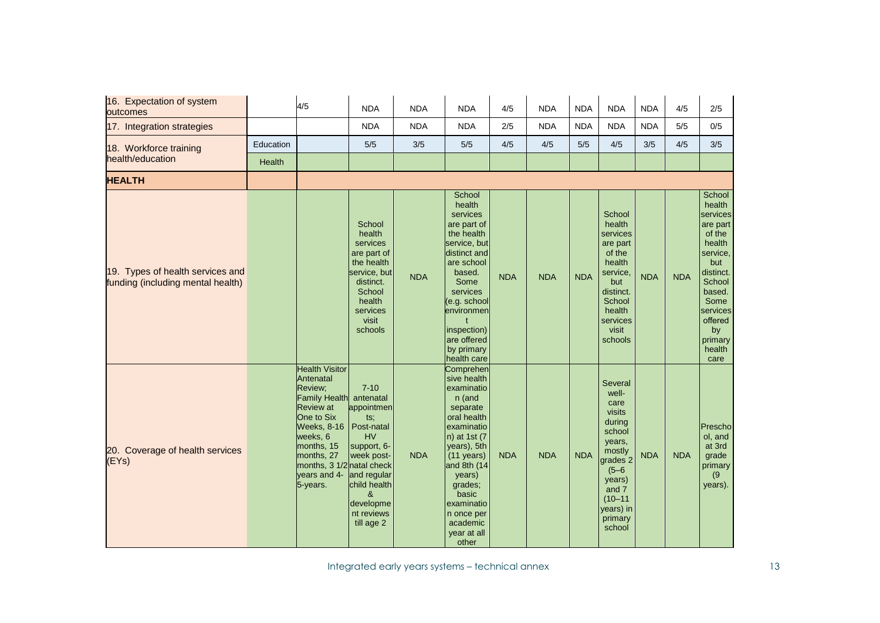| | | | | | | | | | | | | |
|---|---|---|---|---|---|---|---|---|---|---|---|---|
| 16. Expectation of system outcomes | | 4/5 | NDA | NDA | NDA | 4/5 | NDA | NDA | NDA | NDA | 4/5 | 2/5 |
| 17. Integration strategies | | | NDA | NDA | NDA | 2/5 | NDA | NDA | NDA | NDA | 5/5 | 0/5 |
| 18. Workforce training health/education | Education | | 5/5 | 3/5 | 5/5 | 4/5 | 4/5 | 5/5 | 4/5 | 3/5 | 4/5 | 3/5 |
| | Health | | | | | | | | | | | |
| **HEALTH** | | | | | | | | | | | | |
| 19. Types of health services and funding (including mental health) | | | School health services are part of the health service, but distinct. School health services visit schools | NDA | School health services are part of the health service, but distinct and are school based. Some services (e.g. school environment inspection) are offered by primary health care | NDA | NDA | NDA | School health services are part of the health service, but distinct. School health services visit schools | NDA | NDA | School health services are part of the health service, but distinct. School based. Some services offered by primary health care |
| 20. Coverage of health services (EYs) | | Health Visitor Antenatal Review; Family Health Review at One to Six Weeks, 8-16 weeks, 6 months, 15 months, 27 months, 3 1/2 years and 4-5-years. | 7-10 antenatal appointments; Post-natal HV support, 6-week post-natal check and regular child health & development reviews till age 2 | NDA | Comprehensive health examination (and separate oral health examination) at 1st (7 years), 5th (11 years) and 8th (14 years) grades; basic examination once per academic year at all other | NDA | NDA | NDA | Several well-care visits during school years, mostly grades 2 (5–6 years) and 7 (10–11 years) in primary school | NDA | NDA | Preschool, and at 3rd grade primary (9 years). |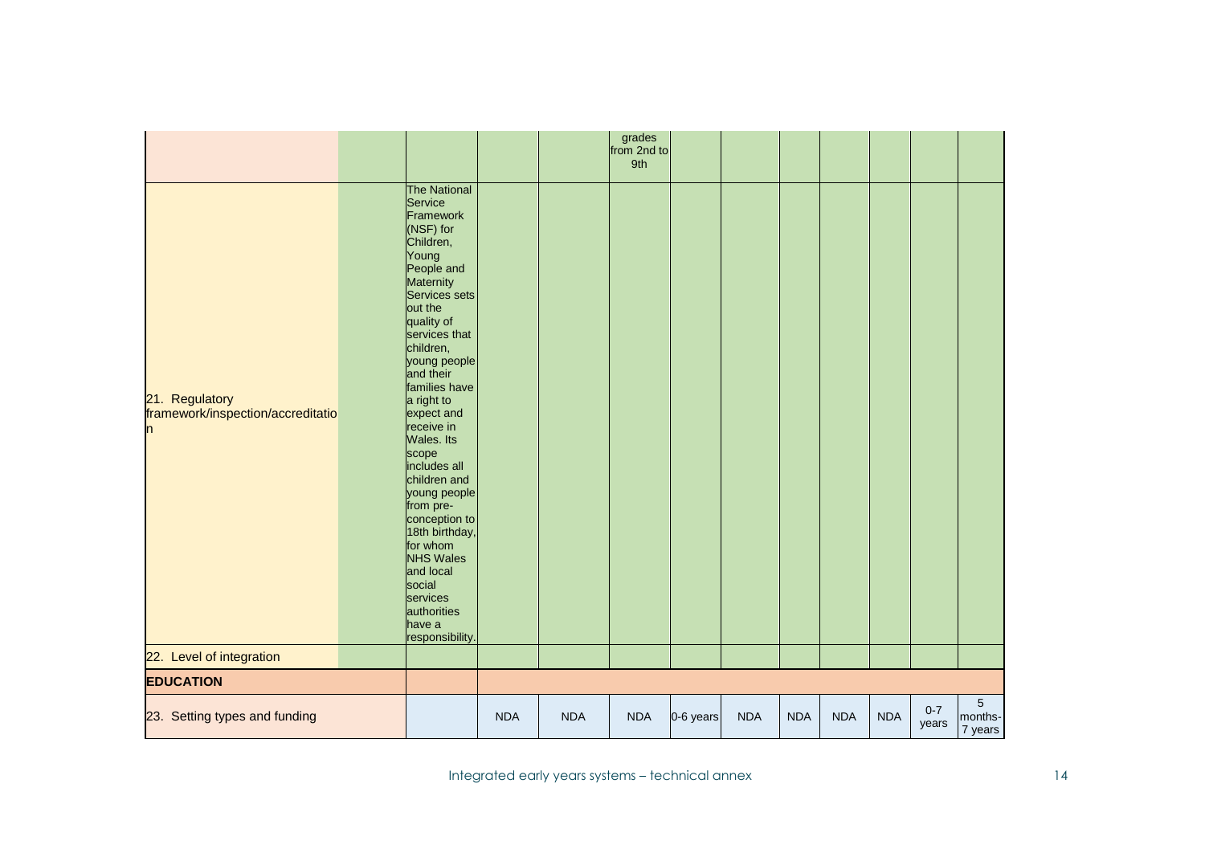| | | | | | | | | | | | |
|---|---|---|---|---|---|---|---|---|---|---|---|
| | | | | grades from 2nd to 9th | | | | | | | |
| 21. Regulatory framework/inspection/accreditation | The National Service Framework (NSF) for Children, Young People and Maternity Services sets out the quality of services that children, young people and their families have a right to expect and receive in Wales. Its scope includes all children and young people from pre-conception to 18th birthday, for whom NHS Wales and local social services authorities have a responsibility. | | | | | | | | | | |
| 22. Level of integration | | | | | | | | | | | |
| **EDUCATION** | | | | | | | | | | | |
| 23. Setting types and funding | | NDA | NDA | NDA | 0-6 years | NDA | NDA | NDA | NDA | 0-7 years | 5 months-7 years |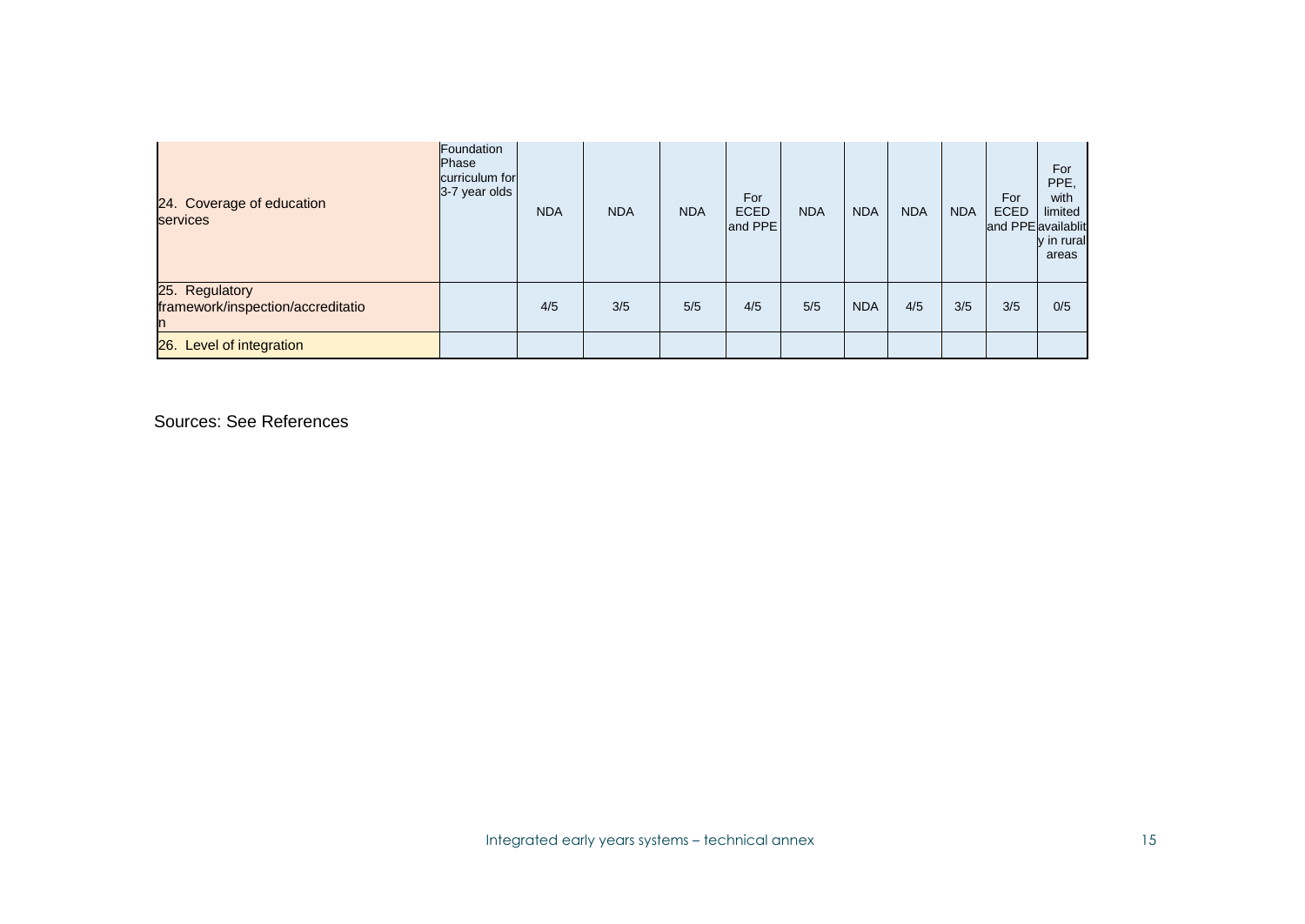| | | | | | | | | | | | |
|---|---|---|---|---|---|---|---|---|---|---|---|
| 24. Coverage of education services | Foundation Phase curriculum for 3-7 year olds | NDA | NDA | NDA | For ECED and PPE | NDA | NDA | NDA | NDA | For ECED and PPE | For PPE, with limited availablity in rural areas |
| 25. Regulatory framework/inspection/accreditation | | 4/5 | 3/5 | 5/5 | 4/5 | 5/5 | NDA | 4/5 | 3/5 | 3/5 | 0/5 |
| 26. Level of integration | | | | | | | | | | | |

Sources: See References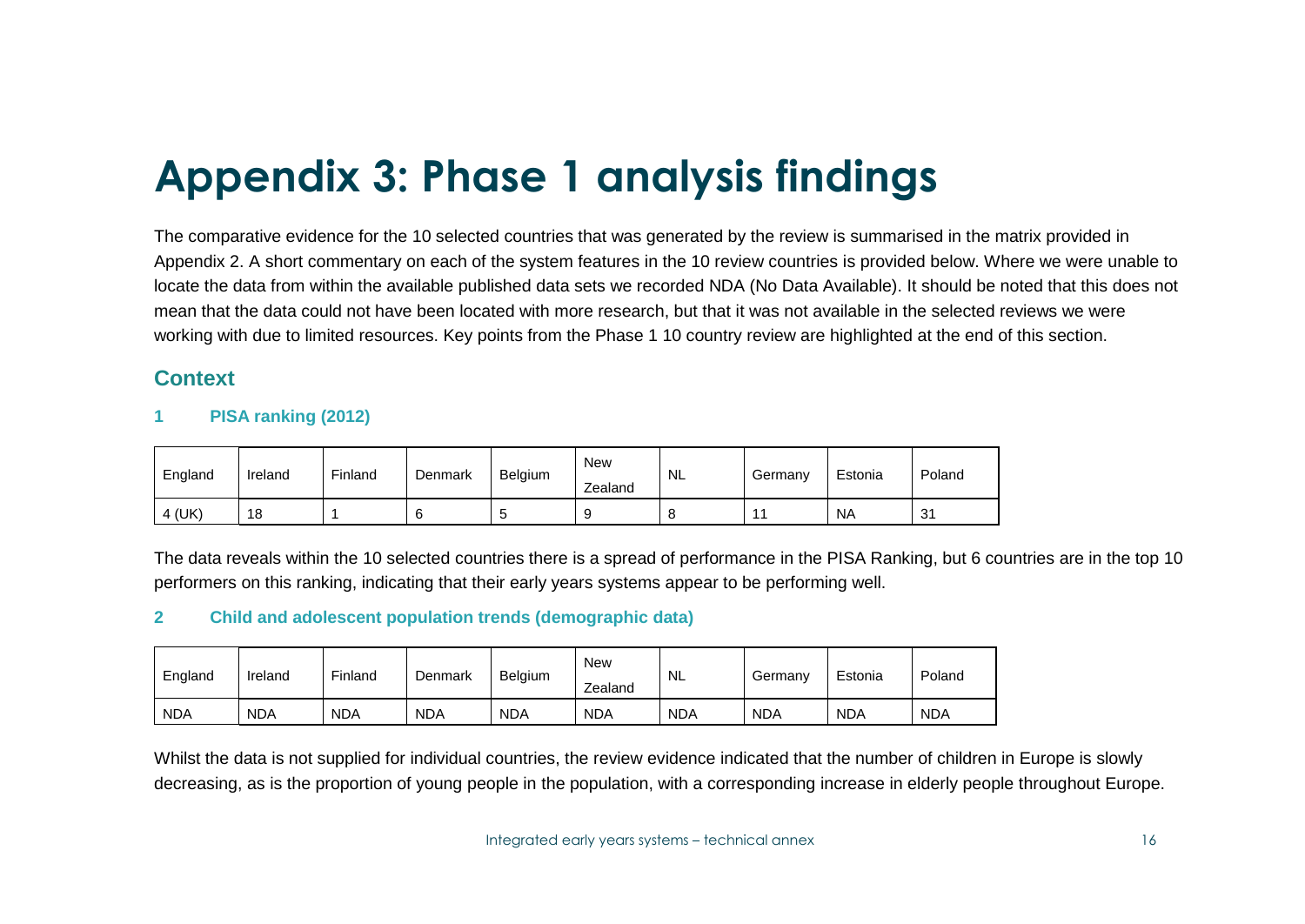# Appendix 3: Phase 1 analysis findings

The comparative evidence for the 10 selected countries that was generated by the review is summarised in the matrix provided in Appendix 2. A short commentary on each of the system features in the 10 review countries is provided below. Where we were unable to locate the data from within the available published data sets we recorded NDA (No Data Available). It should be noted that this does not mean that the data could not have been located with more research, but that it was not available in the selected reviews we were working with due to limited resources. Key points from the Phase 1 10 country review are highlighted at the end of this section.

## Context

### 1 PISA ranking (2012)

| England | Ireland | Finland | Denmark | Belgium | New Zealand | NL | Germany | Estonia | Poland |
|---|---|---|---|---|---|---|---|---|---|
| 4 (UK) | 18 | 1 | 6 | 5 | 9 | 8 | 11 | NA | 31 |

The data reveals within the 10 selected countries there is a spread of performance in the PISA Ranking, but 6 countries are in the top 10 performers on this ranking, indicating that their early years systems appear to be performing well.

### 2 Child and adolescent population trends (demographic data)

| England | Ireland | Finland | Denmark | Belgium | New Zealand | NL | Germany | Estonia | Poland |
|---|---|---|---|---|---|---|---|---|---|
| NDA | NDA | NDA | NDA | NDA | NDA | NDA | NDA | NDA | NDA |

Whilst the data is not supplied for individual countries, the review evidence indicated that the number of children in Europe is slowly decreasing, as is the proportion of young people in the population, with a corresponding increase in elderly people throughout Europe.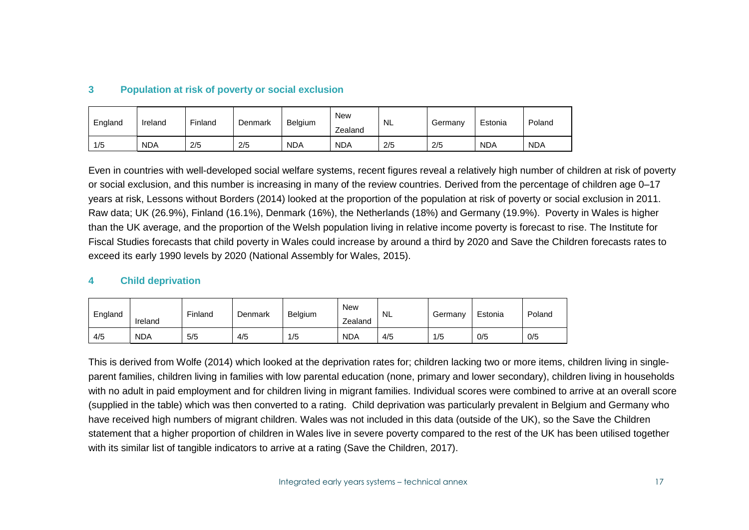## 3 Population at risk of poverty or social exclusion

| England | Ireland | Finland | Denmark | Belgium | New Zealand | NL | Germany | Estonia | Poland |
|---|---|---|---|---|---|---|---|---|---|
| 1/5 | NDA | 2/5 | 2/5 | NDA | NDA | 2/5 | 2/5 | NDA | NDA |

Even in countries with well-developed social welfare systems, recent figures reveal a relatively high number of children at risk of poverty or social exclusion, and this number is increasing in many of the review countries. Derived from the percentage of children age 0–17 years at risk, Lessons without Borders (2014) looked at the proportion of the population at risk of poverty or social exclusion in 2011. Raw data; UK (26.9%), Finland (16.1%), Denmark (16%), the Netherlands (18%) and Germany (19.9%). Poverty in Wales is higher than the UK average, and the proportion of the Welsh population living in relative income poverty is forecast to rise. The Institute for Fiscal Studies forecasts that child poverty in Wales could increase by around a third by 2020 and Save the Children forecasts rates to exceed its early 1990 levels by 2020 (National Assembly for Wales, 2015).

## 4 Child deprivation

| England | Ireland | Finland | Denmark | Belgium | New Zealand | NL | Germany | Estonia | Poland |
|---|---|---|---|---|---|---|---|---|---|
| 4/5 | NDA | 5/5 | 4/5 | 1/5 | NDA | 4/5 | 1/5 | 0/5 | 0/5 |

This is derived from Wolfe (2014) which looked at the deprivation rates for; children lacking two or more items, children living in single-parent families, children living in families with low parental education (none, primary and lower secondary), children living in households with no adult in paid employment and for children living in migrant families. Individual scores were combined to arrive at an overall score (supplied in the table) which was then converted to a rating. Child deprivation was particularly prevalent in Belgium and Germany who have received high numbers of migrant children. Wales was not included in this data (outside of the UK), so the Save the Children statement that a higher proportion of children in Wales live in severe poverty compared to the rest of the UK has been utilised together with its similar list of tangible indicators to arrive at a rating (Save the Children, 2017).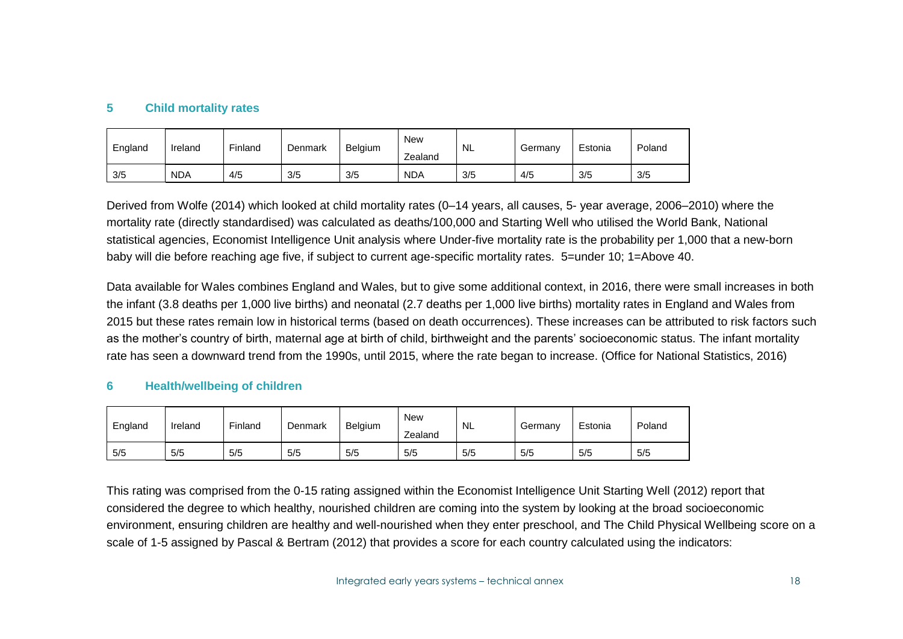## 5 Child mortality rates

| England | Ireland | Finland | Denmark | Belgium | New Zealand | NL | Germany | Estonia | Poland |
|---|---|---|---|---|---|---|---|---|---|
| 3/5 | NDA | 4/5 | 3/5 | 3/5 | NDA | 3/5 | 4/5 | 3/5 | 3/5 |

Derived from Wolfe (2014) which looked at child mortality rates (0–14 years, all causes, 5- year average, 2006–2010) where the mortality rate (directly standardised) was calculated as deaths/100,000 and Starting Well who utilised the World Bank, National statistical agencies, Economist Intelligence Unit analysis where Under-five mortality rate is the probability per 1,000 that a new-born baby will die before reaching age five, if subject to current age-specific mortality rates. 5=under 10; 1=Above 40.

Data available for Wales combines England and Wales, but to give some additional context, in 2016, there were small increases in both the infant (3.8 deaths per 1,000 live births) and neonatal (2.7 deaths per 1,000 live births) mortality rates in England and Wales from 2015 but these rates remain low in historical terms (based on death occurrences). These increases can be attributed to risk factors such as the mother's country of birth, maternal age at birth of child, birthweight and the parents' socioeconomic status. The infant mortality rate has seen a downward trend from the 1990s, until 2015, where the rate began to increase. (Office for National Statistics, 2016)

## 6 Health/wellbeing of children

| England | Ireland | Finland | Denmark | Belgium | New Zealand | NL | Germany | Estonia | Poland |
|---|---|---|---|---|---|---|---|---|---|
| 5/5 | 5/5 | 5/5 | 5/5 | 5/5 | 5/5 | 5/5 | 5/5 | 5/5 | 5/5 |

This rating was comprised from the 0-15 rating assigned within the Economist Intelligence Unit Starting Well (2012) report that considered the degree to which healthy, nourished children are coming into the system by looking at the broad socioeconomic environment, ensuring children are healthy and well-nourished when they enter preschool, and The Child Physical Wellbeing score on a scale of 1-5 assigned by Pascal & Bertram (2012) that provides a score for each country calculated using the indicators: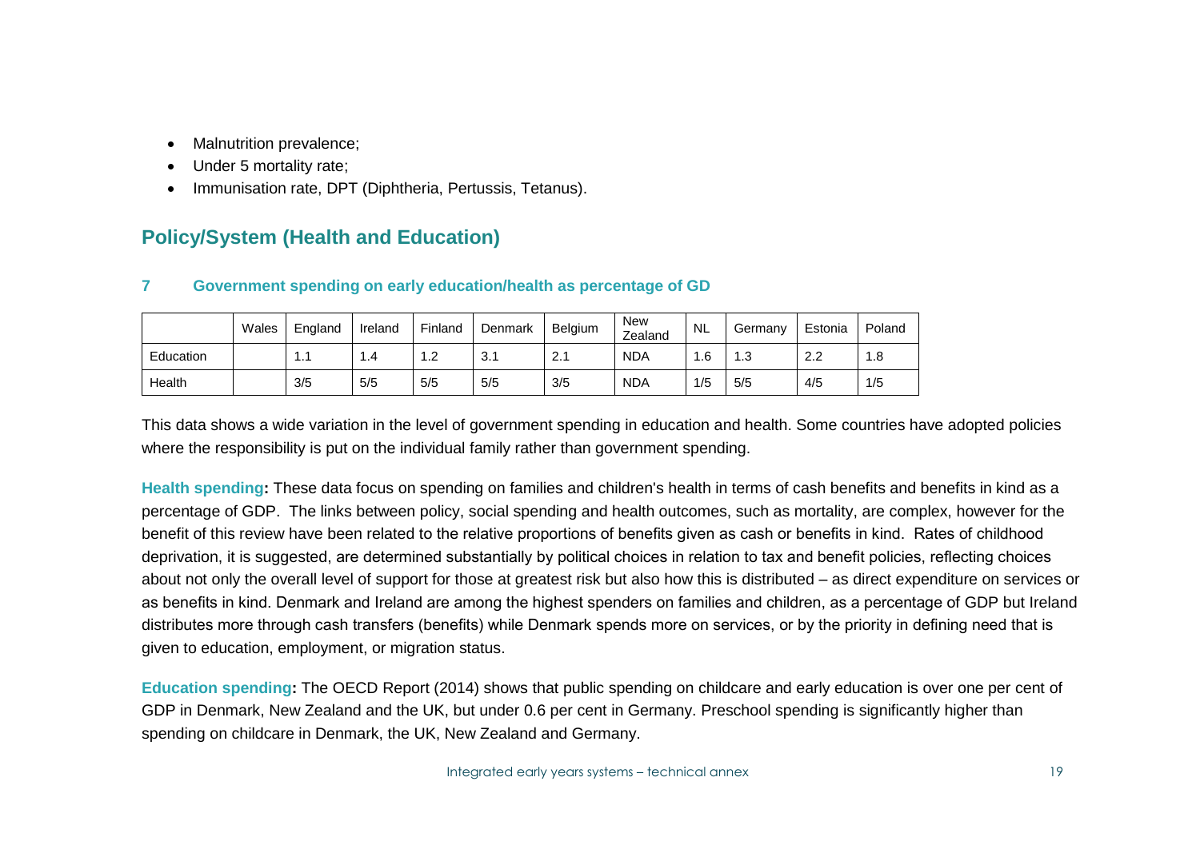- Malnutrition prevalence;
- Under 5 mortality rate;
- Immunisation rate, DPT (Diphtheria, Pertussis, Tetanus).

## Policy/System (Health and Education)

### 7 Government spending on early education/health as percentage of GD

| | Wales | England | Ireland | Finland | Denmark | Belgium | New Zealand | NL | Germany | Estonia | Poland |
|---|---|---|---|---|---|---|---|---|---|---|---|
| Education | | 1.1 | 1.4 | 1.2 | 3.1 | 2.1 | NDA | 1.6 | 1.3 | 2.2 | 1.8 |
| Health | | 3/5 | 5/5 | 5/5 | 5/5 | 3/5 | NDA | 1/5 | 5/5 | 4/5 | 1/5 |

This data shows a wide variation in the level of government spending in education and health. Some countries have adopted policies where the responsibility is put on the individual family rather than government spending.

**Health spending:** These data focus on spending on families and children's health in terms of cash benefits and benefits in kind as a percentage of GDP. The links between policy, social spending and health outcomes, such as mortality, are complex, however for the benefit of this review have been related to the relative proportions of benefits given as cash or benefits in kind. Rates of childhood deprivation, it is suggested, are determined substantially by political choices in relation to tax and benefit policies, reflecting choices about not only the overall level of support for those at greatest risk but also how this is distributed – as direct expenditure on services or as benefits in kind. Denmark and Ireland are among the highest spenders on families and children, as a percentage of GDP but Ireland distributes more through cash transfers (benefits) while Denmark spends more on services, or by the priority in defining need that is given to education, employment, or migration status.

**Education spending:** The OECD Report (2014) shows that public spending on childcare and early education is over one per cent of GDP in Denmark, New Zealand and the UK, but under 0.6 per cent in Germany. Preschool spending is significantly higher than spending on childcare in Denmark, the UK, New Zealand and Germany.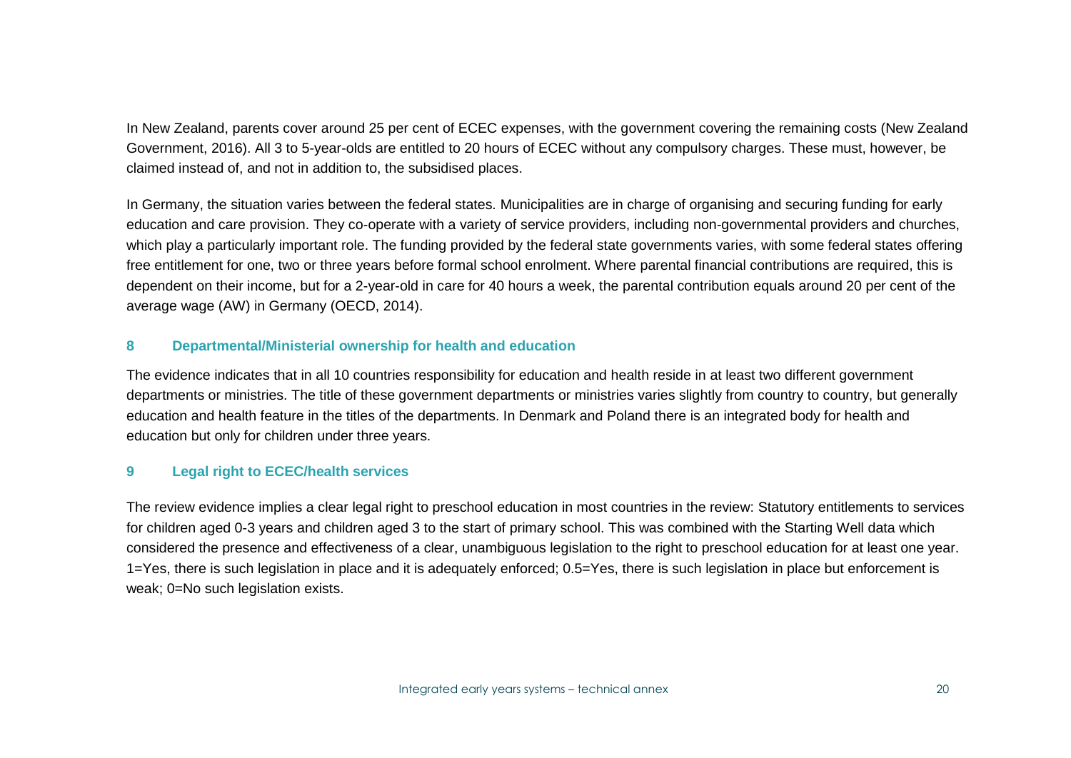In New Zealand, parents cover around 25 per cent of ECEC expenses, with the government covering the remaining costs (New Zealand Government, 2016). All 3 to 5-year-olds are entitled to 20 hours of ECEC without any compulsory charges. These must, however, be claimed instead of, and not in addition to, the subsidised places.

In Germany, the situation varies between the federal states. Municipalities are in charge of organising and securing funding for early education and care provision. They co-operate with a variety of service providers, including non-governmental providers and churches, which play a particularly important role. The funding provided by the federal state governments varies, with some federal states offering free entitlement for one, two or three years before formal school enrolment. Where parental financial contributions are required, this is dependent on their income, but for a 2-year-old in care for 40 hours a week, the parental contribution equals around 20 per cent of the average wage (AW) in Germany (OECD, 2014).

### 8 Departmental/Ministerial ownership for health and education

The evidence indicates that in all 10 countries responsibility for education and health reside in at least two different government departments or ministries. The title of these government departments or ministries varies slightly from country to country, but generally education and health feature in the titles of the departments. In Denmark and Poland there is an integrated body for health and education but only for children under three years.

### 9 Legal right to ECEC/health services

The review evidence implies a clear legal right to preschool education in most countries in the review: Statutory entitlements to services for children aged 0-3 years and children aged 3 to the start of primary school. This was combined with the Starting Well data which considered the presence and effectiveness of a clear, unambiguous legislation to the right to preschool education for at least one year. 1=Yes, there is such legislation in place and it is adequately enforced; 0.5=Yes, there is such legislation in place but enforcement is weak; 0=No such legislation exists.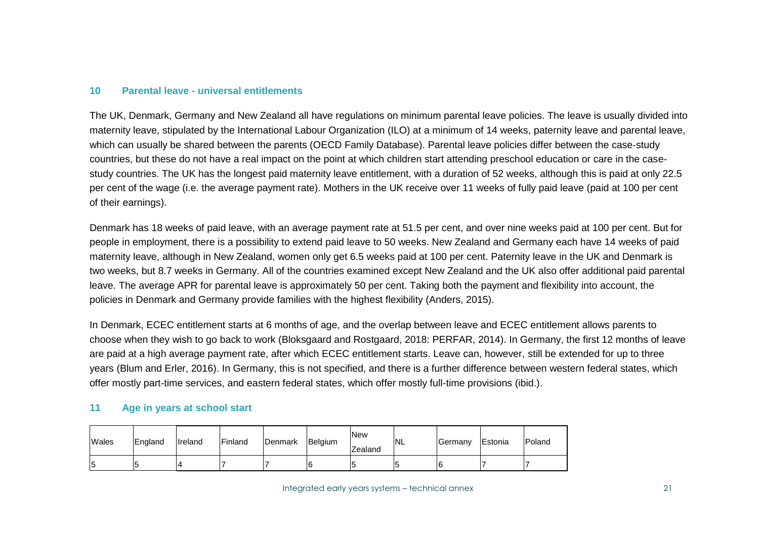## 10 Parental leave - universal entitlements

The UK, Denmark, Germany and New Zealand all have regulations on minimum parental leave policies. The leave is usually divided into maternity leave, stipulated by the International Labour Organization (ILO) at a minimum of 14 weeks, paternity leave and parental leave, which can usually be shared between the parents (OECD Family Database). Parental leave policies differ between the case-study countries, but these do not have a real impact on the point at which children start attending preschool education or care in the case-study countries. The UK has the longest paid maternity leave entitlement, with a duration of 52 weeks, although this is paid at only 22.5 per cent of the wage (i.e. the average payment rate). Mothers in the UK receive over 11 weeks of fully paid leave (paid at 100 per cent of their earnings).

Denmark has 18 weeks of paid leave, with an average payment rate at 51.5 per cent, and over nine weeks paid at 100 per cent. But for people in employment, there is a possibility to extend paid leave to 50 weeks. New Zealand and Germany each have 14 weeks of paid maternity leave, although in New Zealand, women only get 6.5 weeks paid at 100 per cent. Paternity leave in the UK and Denmark is two weeks, but 8.7 weeks in Germany. All of the countries examined except New Zealand and the UK also offer additional paid parental leave. The average APR for parental leave is approximately 50 per cent. Taking both the payment and flexibility into account, the policies in Denmark and Germany provide families with the highest flexibility (Anders, 2015).

In Denmark, ECEC entitlement starts at 6 months of age, and the overlap between leave and ECEC entitlement allows parents to choose when they wish to go back to work (Bloksgaard and Rostgaard, 2018: PERFAR, 2014). In Germany, the first 12 months of leave are paid at a high average payment rate, after which ECEC entitlement starts. Leave can, however, still be extended for up to three years (Blum and Erler, 2016). In Germany, this is not specified, and there is a further difference between western federal states, which offer mostly part-time services, and eastern federal states, which offer mostly full-time provisions (ibid.).

## 11 Age in years at school start

| Wales | England | Ireland | Finland | Denmark | Belgium | New Zealand | NL | Germany | Estonia | Poland |
|---|---|---|---|---|---|---|---|---|---|---|
| 5 | 5 | 4 | 7 | 7 | 6 | 5 | 5 | 6 | 7 | 7 |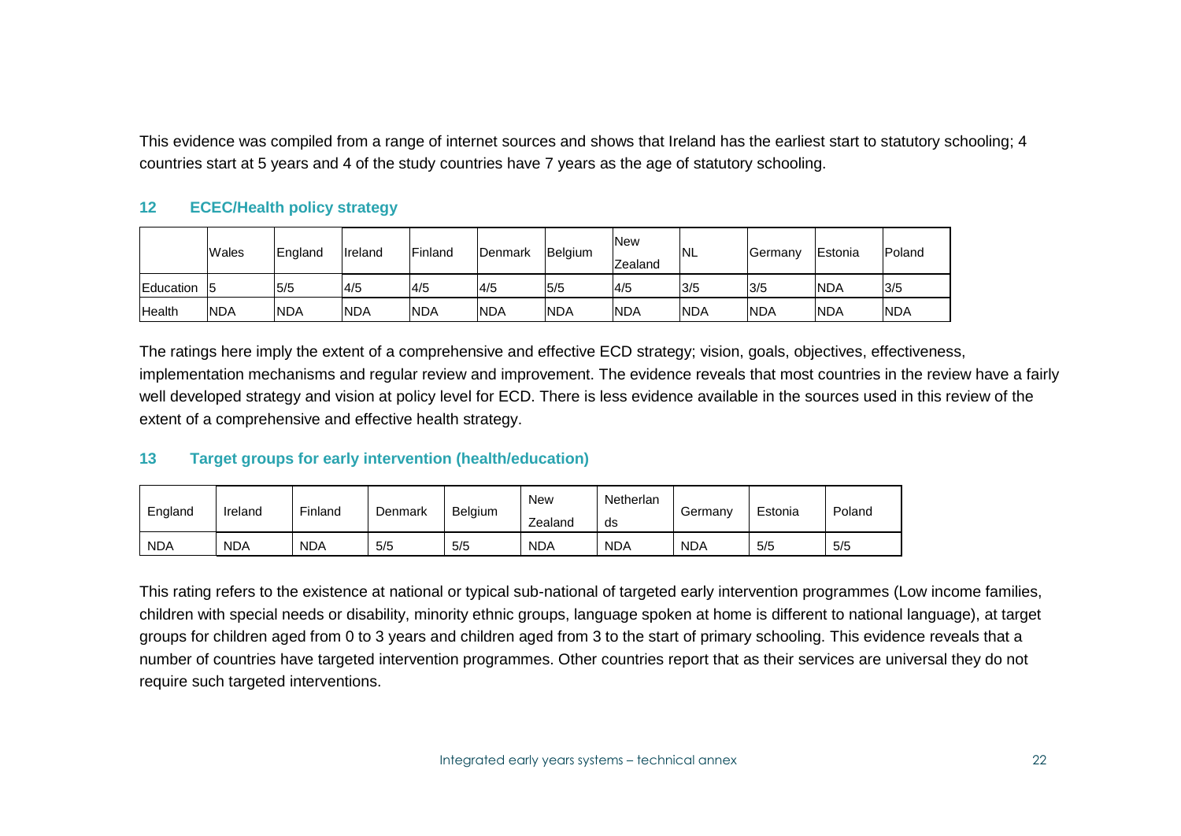This evidence was compiled from a range of internet sources and shows that Ireland has the earliest start to statutory schooling; 4 countries start at 5 years and 4 of the study countries have 7 years as the age of statutory schooling.

## 12 ECEC/Health policy strategy

| | Wales | England | Ireland | Finland | Denmark | Belgium | New Zealand | NL | Germany | Estonia | Poland |
|---|---|---|---|---|---|---|---|---|---|---|---|
| Education | 5 | 5/5 | 4/5 | 4/5 | 4/5 | 5/5 | 4/5 | 3/5 | 3/5 | NDA | 3/5 |
| Health | NDA | NDA | NDA | NDA | NDA | NDA | NDA | NDA | NDA | NDA | NDA |

The ratings here imply the extent of a comprehensive and effective ECD strategy; vision, goals, objectives, effectiveness, implementation mechanisms and regular review and improvement. The evidence reveals that most countries in the review have a fairly well developed strategy and vision at policy level for ECD. There is less evidence available in the sources used in this review of the extent of a comprehensive and effective health strategy.

## 13 Target groups for early intervention (health/education)

| England | Ireland | Finland | Denmark | Belgium | New Zealand | Netherlands | Germany | Estonia | Poland |
|---|---|---|---|---|---|---|---|---|---|
| NDA | NDA | NDA | 5/5 | 5/5 | NDA | NDA | NDA | 5/5 | 5/5 |

This rating refers to the existence at national or typical sub-national of targeted early intervention programmes (Low income families, children with special needs or disability, minority ethnic groups, language spoken at home is different to national language), at target groups for children aged from 0 to 3 years and children aged from 3 to the start of primary schooling. This evidence reveals that a number of countries have targeted intervention programmes. Other countries report that as their services are universal they do not require such targeted interventions.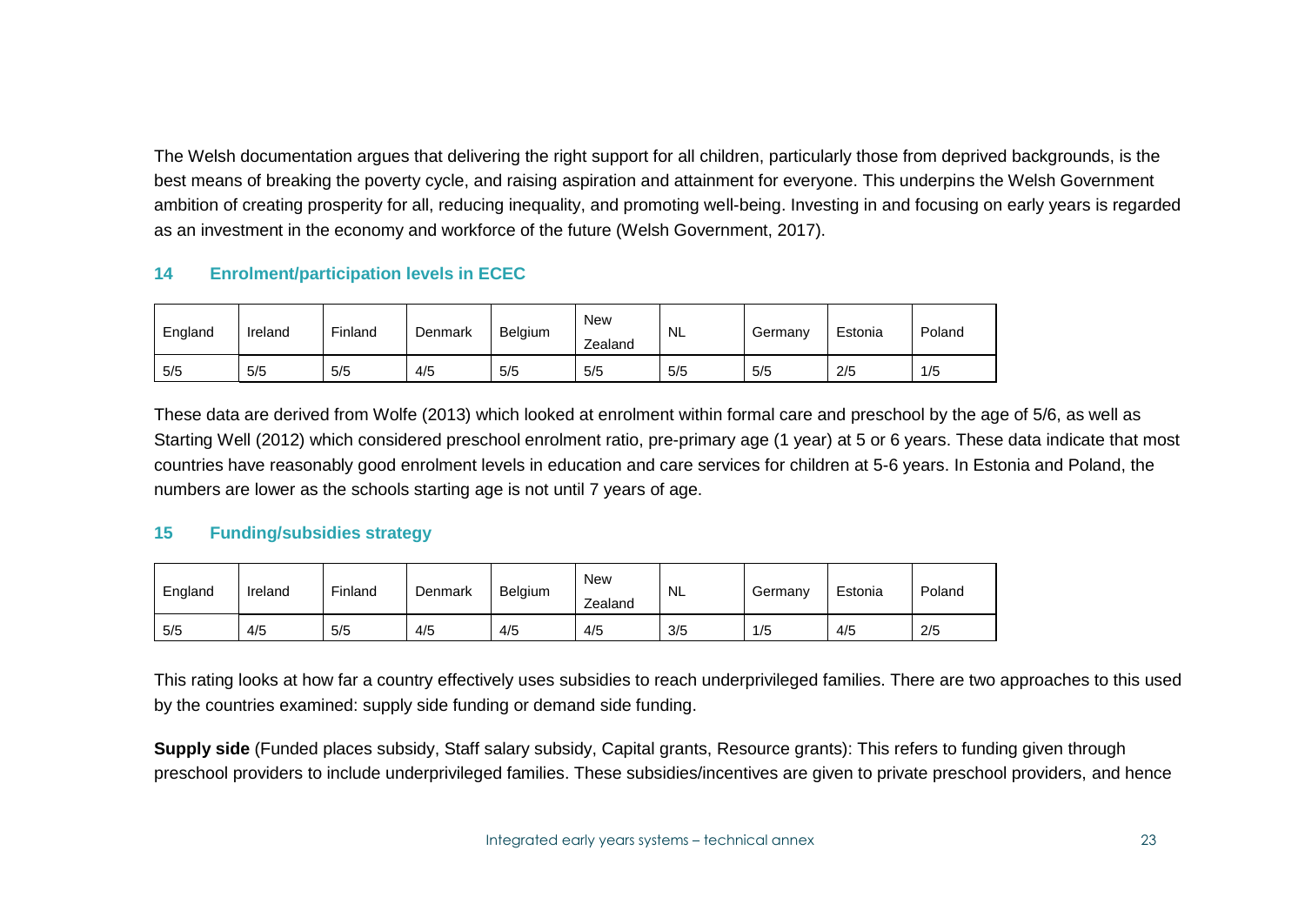The Welsh documentation argues that delivering the right support for all children, particularly those from deprived backgrounds, is the best means of breaking the poverty cycle, and raising aspiration and attainment for everyone. This underpins the Welsh Government ambition of creating prosperity for all, reducing inequality, and promoting well-being. Investing in and focusing on early years is regarded as an investment in the economy and workforce of the future (Welsh Government, 2017).

### 14 Enrolment/participation levels in ECEC

| England | Ireland | Finland | Denmark | Belgium | New Zealand | NL | Germany | Estonia | Poland |
|---|---|---|---|---|---|---|---|---|---|
| 5/5 | 5/5 | 5/5 | 4/5 | 5/5 | 5/5 | 5/5 | 5/5 | 2/5 | 1/5 |

These data are derived from Wolfe (2013) which looked at enrolment within formal care and preschool by the age of 5/6, as well as Starting Well (2012) which considered preschool enrolment ratio, pre-primary age (1 year) at 5 or 6 years. These data indicate that most countries have reasonably good enrolment levels in education and care services for children at 5-6 years. In Estonia and Poland, the numbers are lower as the schools starting age is not until 7 years of age.

### 15 Funding/subsidies strategy

| England | Ireland | Finland | Denmark | Belgium | New Zealand | NL | Germany | Estonia | Poland |
|---|---|---|---|---|---|---|---|---|---|
| 5/5 | 4/5 | 5/5 | 4/5 | 4/5 | 4/5 | 3/5 | 1/5 | 4/5 | 2/5 |

This rating looks at how far a country effectively uses subsidies to reach underprivileged families. There are two approaches to this used by the countries examined: supply side funding or demand side funding.

**Supply side** (Funded places subsidy, Staff salary subsidy, Capital grants, Resource grants): This refers to funding given through preschool providers to include underprivileged families. These subsidies/incentives are given to private preschool providers, and hence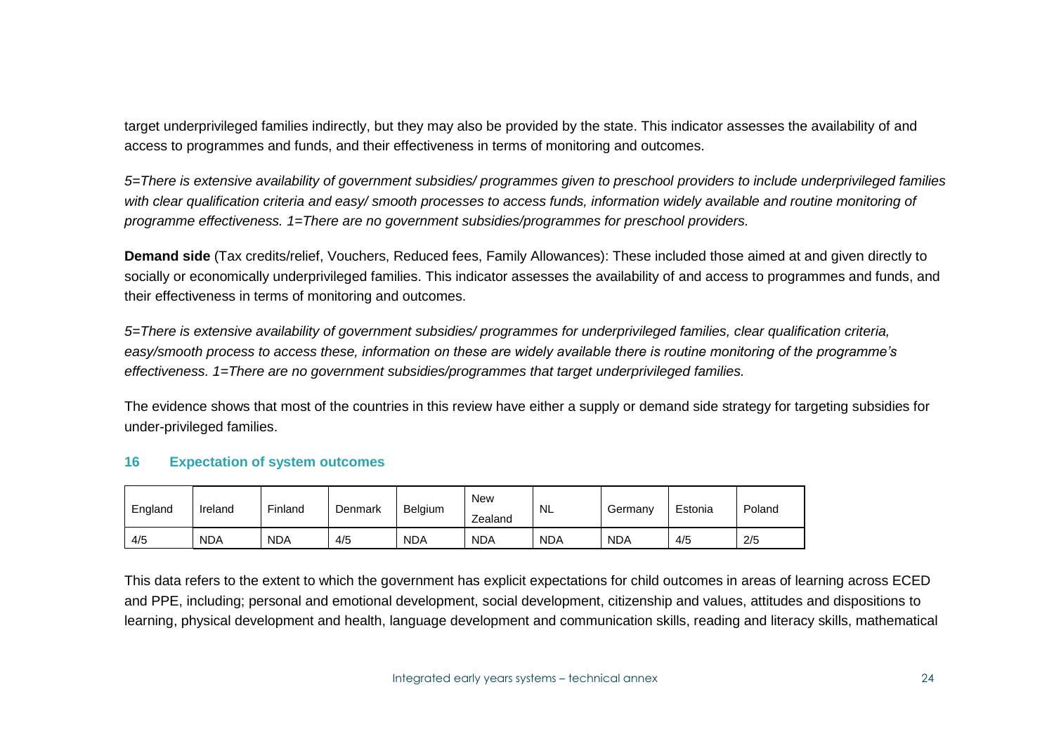target underprivileged families indirectly, but they may also be provided by the state. This indicator assesses the availability of and access to programmes and funds, and their effectiveness in terms of monitoring and outcomes.

*5=There is extensive availability of government subsidies/ programmes given to preschool providers to include underprivileged families with clear qualification criteria and easy/ smooth processes to access funds, information widely available and routine monitoring of programme effectiveness. 1=There are no government subsidies/programmes for preschool providers.*

**Demand side** (Tax credits/relief, Vouchers, Reduced fees, Family Allowances): These included those aimed at and given directly to socially or economically underprivileged families. This indicator assesses the availability of and access to programmes and funds, and their effectiveness in terms of monitoring and outcomes.

*5=There is extensive availability of government subsidies/ programmes for underprivileged families, clear qualification criteria, easy/smooth process to access these, information on these are widely available there is routine monitoring of the programme's effectiveness. 1=There are no government subsidies/programmes that target underprivileged families.*

The evidence shows that most of the countries in this review have either a supply or demand side strategy for targeting subsidies for under-privileged families.

### 16 Expectation of system outcomes

| England | Ireland | Finland | Denmark | Belgium | New Zealand | NL | Germany | Estonia | Poland |
|---|---|---|---|---|---|---|---|---|---|
| 4/5 | NDA | NDA | 4/5 | NDA | NDA | NDA | NDA | 4/5 | 2/5 |

This data refers to the extent to which the government has explicit expectations for child outcomes in areas of learning across ECED and PPE, including; personal and emotional development, social development, citizenship and values, attitudes and dispositions to learning, physical development and health, language development and communication skills, reading and literacy skills, mathematical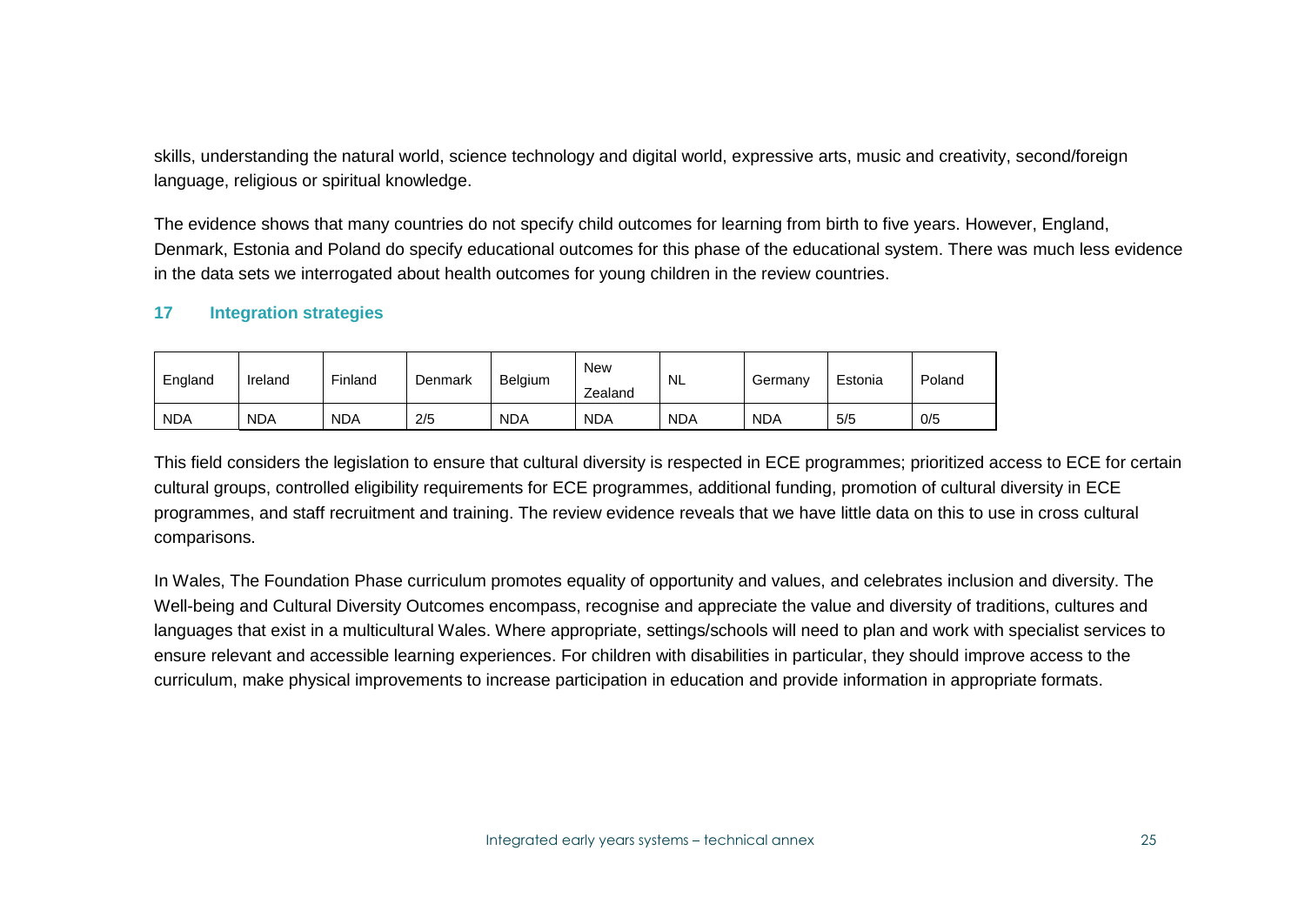skills, understanding the natural world, science technology and digital world, expressive arts, music and creativity, second/foreign language, religious or spiritual knowledge.

The evidence shows that many countries do not specify child outcomes for learning from birth to five years. However, England, Denmark, Estonia and Poland do specify educational outcomes for this phase of the educational system. There was much less evidence in the data sets we interrogated about health outcomes for young children in the review countries.

## 17 Integration strategies

| England | Ireland | Finland | Denmark | Belgium | New Zealand | NL | Germany | Estonia | Poland |
|---|---|---|---|---|---|---|---|---|---|
| NDA | NDA | NDA | 2/5 | NDA | NDA | NDA | NDA | 5/5 | 0/5 |

This field considers the legislation to ensure that cultural diversity is respected in ECE programmes; prioritized access to ECE for certain cultural groups, controlled eligibility requirements for ECE programmes, additional funding, promotion of cultural diversity in ECE programmes, and staff recruitment and training. The review evidence reveals that we have little data on this to use in cross cultural comparisons.

In Wales, The Foundation Phase curriculum promotes equality of opportunity and values, and celebrates inclusion and diversity. The Well-being and Cultural Diversity Outcomes encompass, recognise and appreciate the value and diversity of traditions, cultures and languages that exist in a multicultural Wales. Where appropriate, settings/schools will need to plan and work with specialist services to ensure relevant and accessible learning experiences. For children with disabilities in particular, they should improve access to the curriculum, make physical improvements to increase participation in education and provide information in appropriate formats.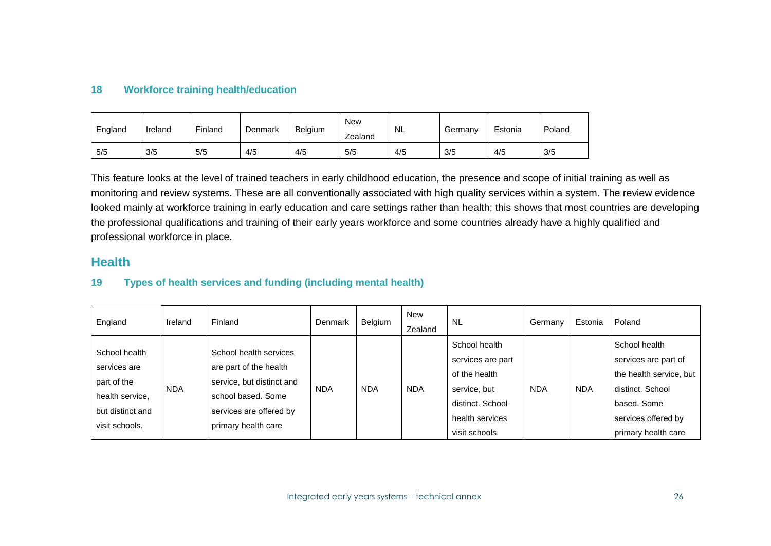### 18 Workforce training health/education

| England | Ireland | Finland | Denmark | Belgium | New Zealand | NL | Germany | Estonia | Poland |
|---|---|---|---|---|---|---|---|---|---|
| 5/5 | 3/5 | 5/5 | 4/5 | 4/5 | 5/5 | 4/5 | 3/5 | 4/5 | 3/5 |

This feature looks at the level of trained teachers in early childhood education, the presence and scope of initial training as well as monitoring and review systems. These are all conventionally associated with high quality services within a system. The review evidence looked mainly at workforce training in early education and care settings rather than health; this shows that most countries are developing the professional qualifications and training of their early years workforce and some countries already have a highly qualified and professional workforce in place.

## Health

### 19 Types of health services and funding (including mental health)

| England | Ireland | Finland | Denmark | Belgium | New Zealand | NL | Germany | Estonia | Poland |
|---|---|---|---|---|---|---|---|---|---|
| School health services are part of the health service, but distinct and visit schools. | NDA | School health services are part of the health service, but distinct and school based. Some services are offered by primary health care | NDA | NDA | NDA | School health services are part of the health service, but distinct. School health services visit schools | NDA | NDA | School health services are part of the health service, but distinct. School based. Some services offered by primary health care |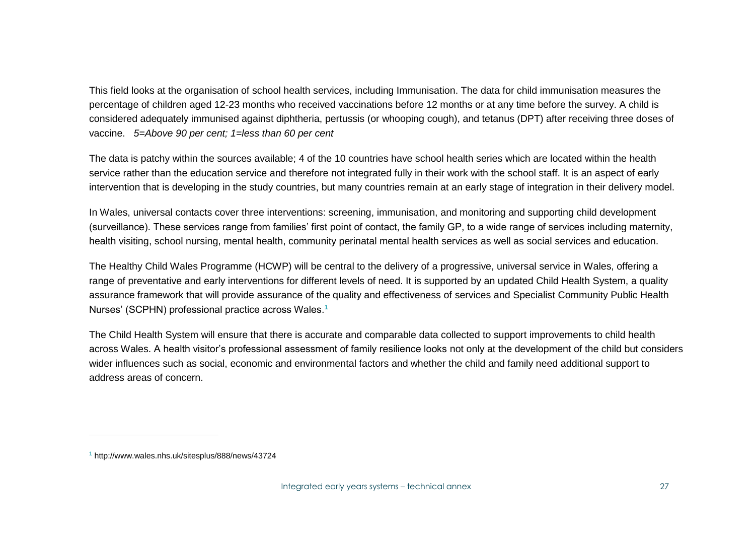This field looks at the organisation of school health services, including Immunisation. The data for child immunisation measures the percentage of children aged 12-23 months who received vaccinations before 12 months or at any time before the survey. A child is considered adequately immunised against diphtheria, pertussis (or whooping cough), and tetanus (DPT) after receiving three doses of vaccine. *5=Above 90 per cent; 1=less than 60 per cent*

The data is patchy within the sources available; 4 of the 10 countries have school health series which are located within the health service rather than the education service and therefore not integrated fully in their work with the school staff. It is an aspect of early intervention that is developing in the study countries, but many countries remain at an early stage of integration in their delivery model.

In Wales, universal contacts cover three interventions: screening, immunisation, and monitoring and supporting child development (surveillance). These services range from families' first point of contact, the family GP, to a wide range of services including maternity, health visiting, school nursing, mental health, community perinatal mental health services as well as social services and education.

The Healthy Child Wales Programme (HCWP) will be central to the delivery of a progressive, universal service in Wales, offering a range of preventative and early interventions for different levels of need. It is supported by an updated Child Health System, a quality assurance framework that will provide assurance of the quality and effectiveness of services and Specialist Community Public Health Nurses' (SCPHN) professional practice across Wales.[1]

The Child Health System will ensure that there is accurate and comparable data collected to support improvements to child health across Wales. A health visitor's professional assessment of family resilience looks not only at the development of the child but considers wider influences such as social, economic and environmental factors and whether the child and family need additional support to address areas of concern.

---

[1] http://www.wales.nhs.uk/sitesplus/888/news/43724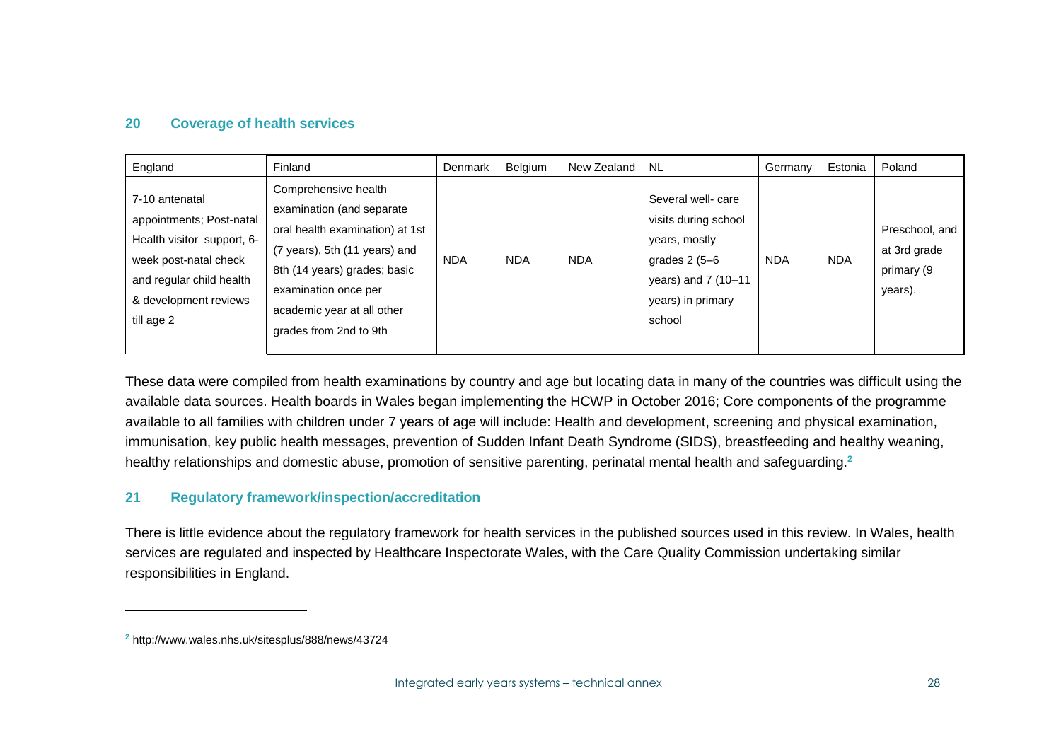## 20 Coverage of health services

| England | Finland | Denmark | Belgium | New Zealand | NL | Germany | Estonia | Poland |
|---|---|---|---|---|---|---|---|---|
| 7-10 antenatal appointments; Post-natal Health visitor support, 6-week post-natal check and regular child health & development reviews till age 2 | Comprehensive health examination (and separate oral health examination) at 1st (7 years), 5th (11 years) and 8th (14 years) grades; basic examination once per academic year at all other grades from 2nd to 9th | NDA | NDA | NDA | Several well- care visits during school years, mostly grades 2 (5–6 years) and 7 (10–11 years) in primary school | NDA | NDA | Preschool, and at 3rd grade primary (9 years). |

These data were compiled from health examinations by country and age but locating data in many of the countries was difficult using the available data sources. Health boards in Wales began implementing the HCWP in October 2016; Core components of the programme available to all families with children under 7 years of age will include: Health and development, screening and physical examination, immunisation, key public health messages, prevention of Sudden Infant Death Syndrome (SIDS), breastfeeding and healthy weaning, healthy relationships and domestic abuse, promotion of sensitive parenting, perinatal mental health and safeguarding.[2]

## 21 Regulatory framework/inspection/accreditation

There is little evidence about the regulatory framework for health services in the published sources used in this review. In Wales, health services are regulated and inspected by Healthcare Inspectorate Wales, with the Care Quality Commission undertaking similar responsibilities in England.

---

[2] http://www.wales.nhs.uk/sitesplus/888/news/43724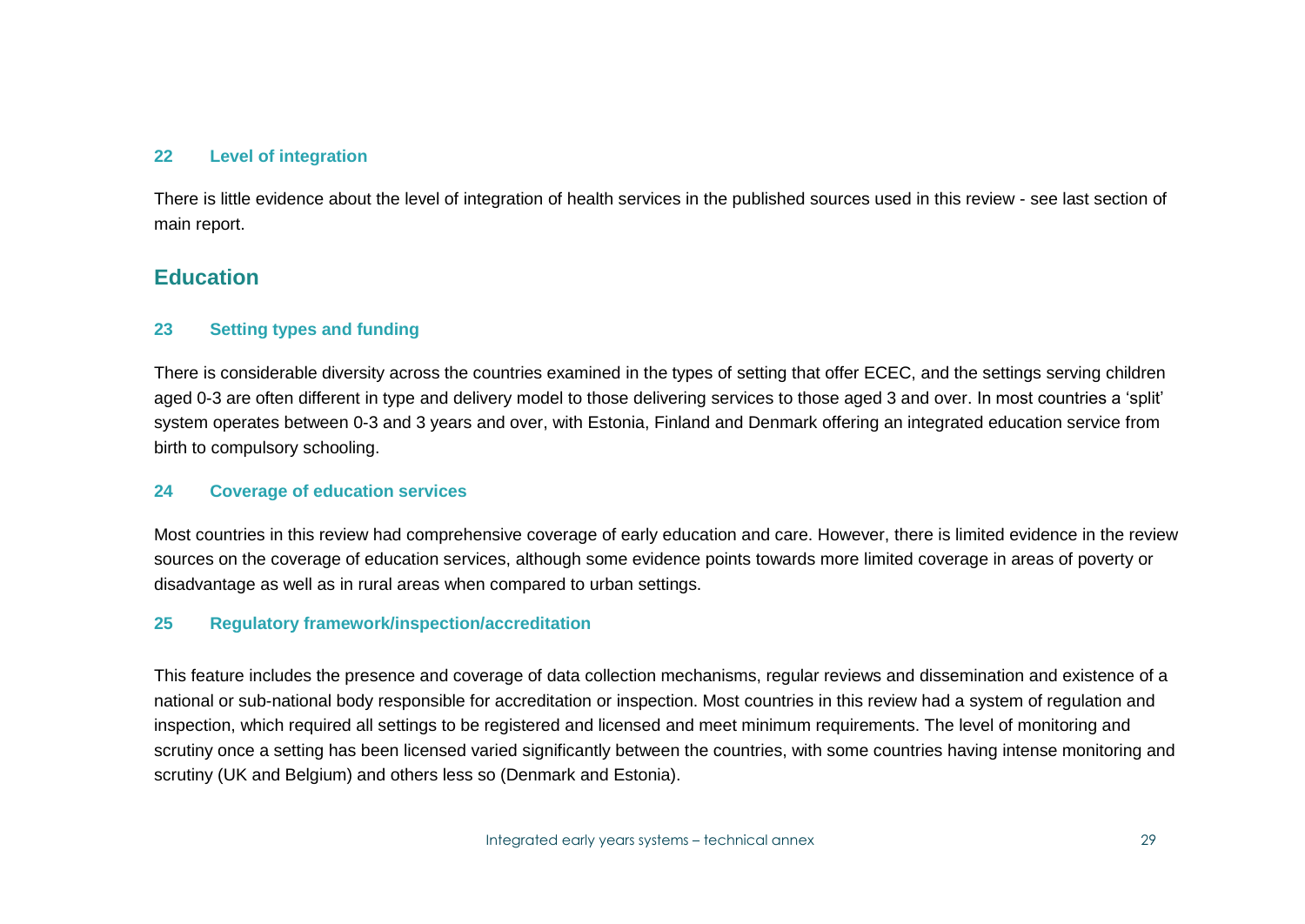### 22 Level of integration

There is little evidence about the level of integration of health services in the published sources used in this review - see last section of main report.

## Education

### 23 Setting types and funding

There is considerable diversity across the countries examined in the types of setting that offer ECEC, and the settings serving children aged 0-3 are often different in type and delivery model to those delivering services to those aged 3 and over. In most countries a 'split' system operates between 0-3 and 3 years and over, with Estonia, Finland and Denmark offering an integrated education service from birth to compulsory schooling.

### 24 Coverage of education services

Most countries in this review had comprehensive coverage of early education and care. However, there is limited evidence in the review sources on the coverage of education services, although some evidence points towards more limited coverage in areas of poverty or disadvantage as well as in rural areas when compared to urban settings.

### 25 Regulatory framework/inspection/accreditation

This feature includes the presence and coverage of data collection mechanisms, regular reviews and dissemination and existence of a national or sub-national body responsible for accreditation or inspection. Most countries in this review had a system of regulation and inspection, which required all settings to be registered and licensed and meet minimum requirements. The level of monitoring and scrutiny once a setting has been licensed varied significantly between the countries, with some countries having intense monitoring and scrutiny (UK and Belgium) and others less so (Denmark and Estonia).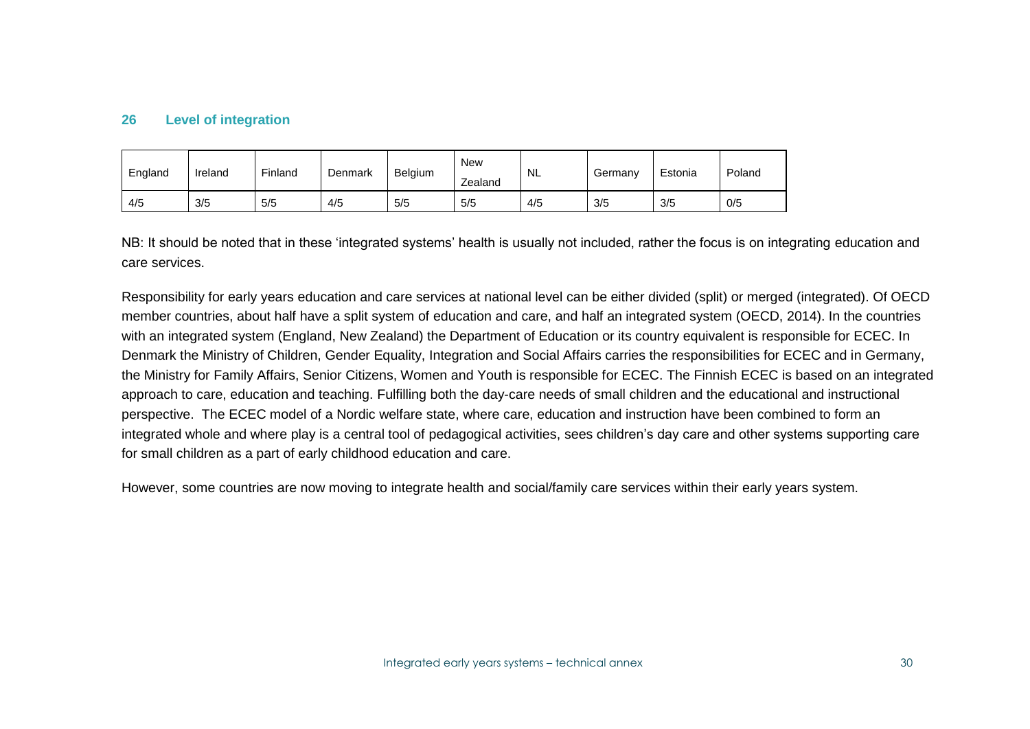## 26 Level of integration

| England | Ireland | Finland | Denmark | Belgium | New Zealand | NL | Germany | Estonia | Poland |
|---|---|---|---|---|---|---|---|---|---|
| 4/5 | 3/5 | 5/5 | 4/5 | 5/5 | 5/5 | 4/5 | 3/5 | 3/5 | 0/5 |

NB: It should be noted that in these 'integrated systems' health is usually not included, rather the focus is on integrating education and care services.

Responsibility for early years education and care services at national level can be either divided (split) or merged (integrated). Of OECD member countries, about half have a split system of education and care, and half an integrated system (OECD, 2014). In the countries with an integrated system (England, New Zealand) the Department of Education or its country equivalent is responsible for ECEC. In Denmark the Ministry of Children, Gender Equality, Integration and Social Affairs carries the responsibilities for ECEC and in Germany, the Ministry for Family Affairs, Senior Citizens, Women and Youth is responsible for ECEC. The Finnish ECEC is based on an integrated approach to care, education and teaching. Fulfilling both the day-care needs of small children and the educational and instructional perspective. The ECEC model of a Nordic welfare state, where care, education and instruction have been combined to form an integrated whole and where play is a central tool of pedagogical activities, sees children's day care and other systems supporting care for small children as a part of early childhood education and care.

However, some countries are now moving to integrate health and social/family care services within their early years system.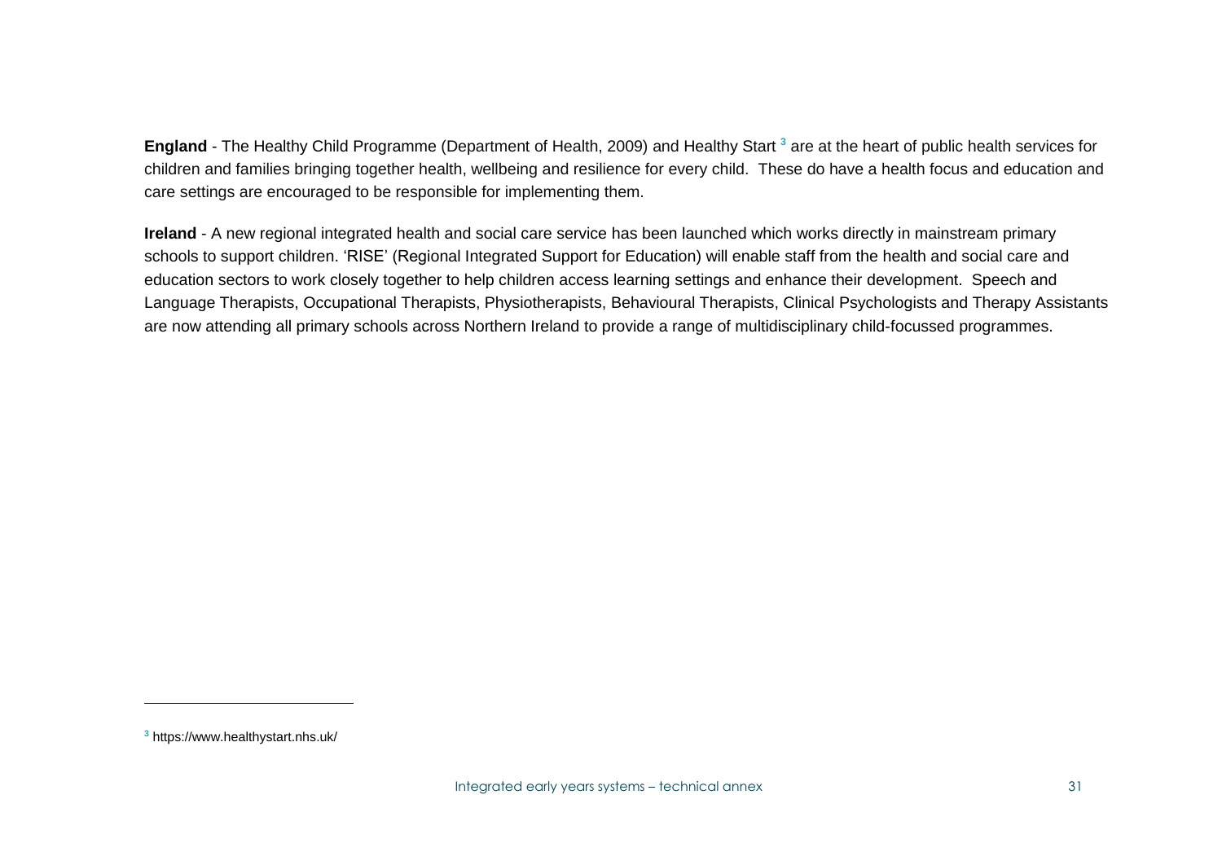**England** - The Healthy Child Programme (Department of Health, 2009) and Healthy Start [3] are at the heart of public health services for children and families bringing together health, wellbeing and resilience for every child. These do have a health focus and education and care settings are encouraged to be responsible for implementing them.

**Ireland** - A new regional integrated health and social care service has been launched which works directly in mainstream primary schools to support children. 'RISE' (Regional Integrated Support for Education) will enable staff from the health and social care and education sectors to work closely together to help children access learning settings and enhance their development. Speech and Language Therapists, Occupational Therapists, Physiotherapists, Behavioural Therapists, Clinical Psychologists and Therapy Assistants are now attending all primary schools across Northern Ireland to provide a range of multidisciplinary child-focussed programmes.

---

[3] https://www.healthystart.nhs.uk/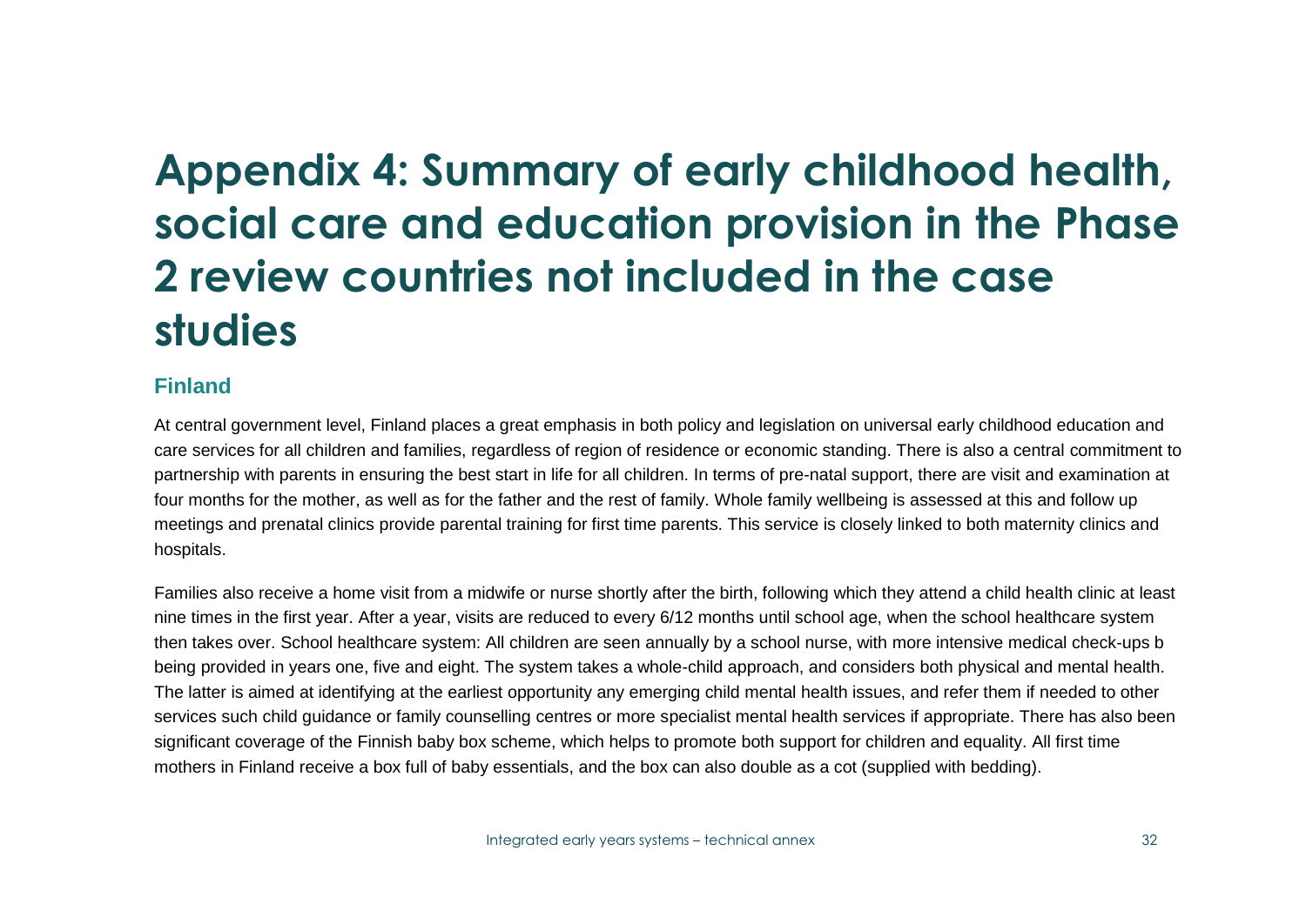# Appendix 4: Summary of early childhood health, social care and education provision in the Phase 2 review countries not included in the case studies

## Finland

At central government level, Finland places a great emphasis in both policy and legislation on universal early childhood education and care services for all children and families, regardless of region of residence or economic standing. There is also a central commitment to partnership with parents in ensuring the best start in life for all children. In terms of pre-natal support, there are visit and examination at four months for the mother, as well as for the father and the rest of family. Whole family wellbeing is assessed at this and follow up meetings and prenatal clinics provide parental training for first time parents. This service is closely linked to both maternity clinics and hospitals.

Families also receive a home visit from a midwife or nurse shortly after the birth, following which they attend a child health clinic at least nine times in the first year. After a year, visits are reduced to every 6/12 months until school age, when the school healthcare system then takes over. School healthcare system: All children are seen annually by a school nurse, with more intensive medical check-ups b being provided in years one, five and eight. The system takes a whole-child approach, and considers both physical and mental health. The latter is aimed at identifying at the earliest opportunity any emerging child mental health issues, and refer them if needed to other services such child guidance or family counselling centres or more specialist mental health services if appropriate. There has also been significant coverage of the Finnish baby box scheme, which helps to promote both support for children and equality. All first time mothers in Finland receive a box full of baby essentials, and the box can also double as a cot (supplied with bedding).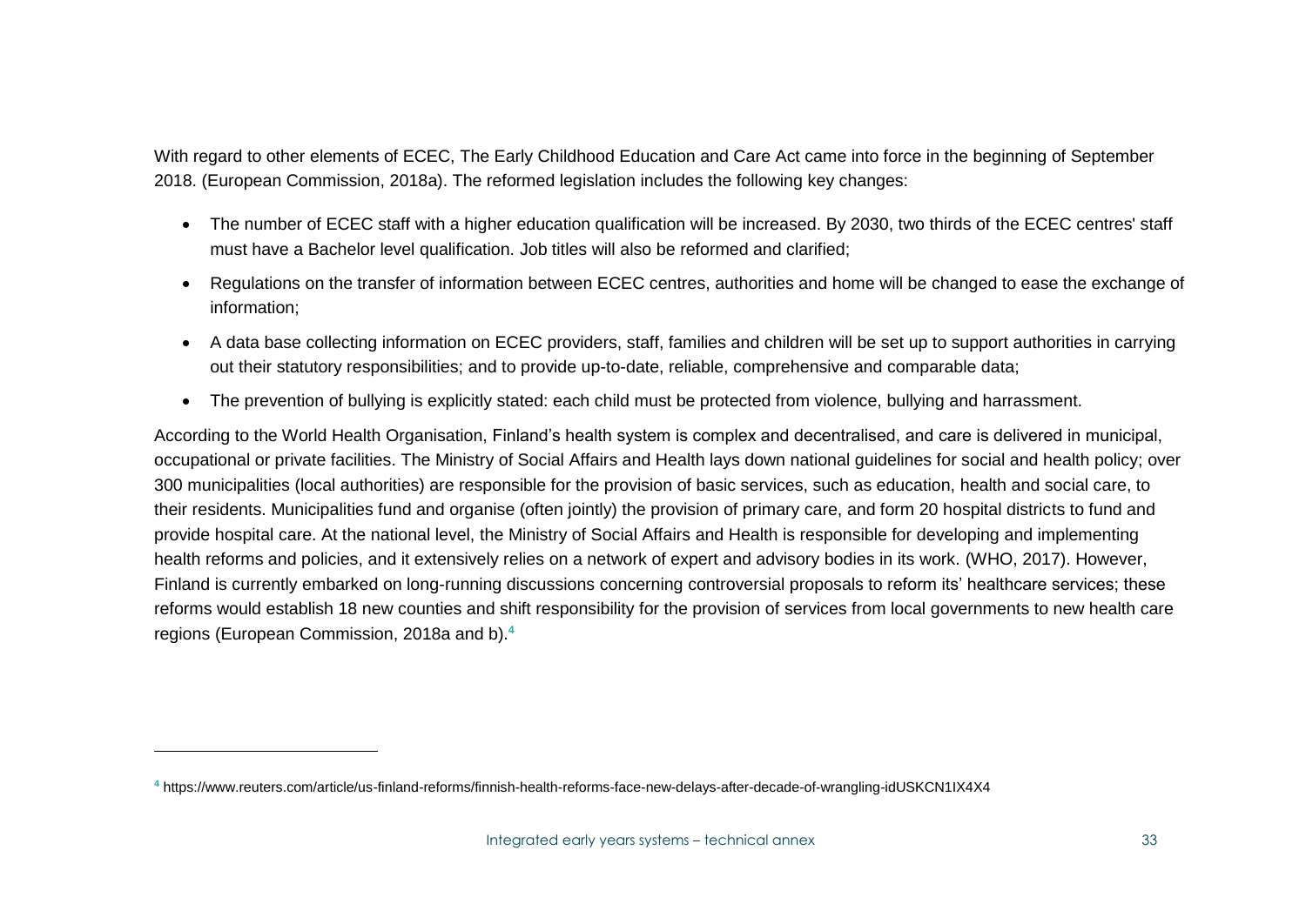With regard to other elements of ECEC, The Early Childhood Education and Care Act came into force in the beginning of September 2018. (European Commission, 2018a). The reformed legislation includes the following key changes:

- The number of ECEC staff with a higher education qualification will be increased. By 2030, two thirds of the ECEC centres' staff must have a Bachelor level qualification. Job titles will also be reformed and clarified;
- Regulations on the transfer of information between ECEC centres, authorities and home will be changed to ease the exchange of information;
- A data base collecting information on ECEC providers, staff, families and children will be set up to support authorities in carrying out their statutory responsibilities; and to provide up-to-date, reliable, comprehensive and comparable data;
- The prevention of bullying is explicitly stated: each child must be protected from violence, bullying and harrassment.

According to the World Health Organisation, Finland's health system is complex and decentralised, and care is delivered in municipal, occupational or private facilities. The Ministry of Social Affairs and Health lays down national guidelines for social and health policy; over 300 municipalities (local authorities) are responsible for the provision of basic services, such as education, health and social care, to their residents. Municipalities fund and organise (often jointly) the provision of primary care, and form 20 hospital districts to fund and provide hospital care. At the national level, the Ministry of Social Affairs and Health is responsible for developing and implementing health reforms and policies, and it extensively relies on a network of expert and advisory bodies in its work. (WHO, 2017). However, Finland is currently embarked on long-running discussions concerning controversial proposals to reform its' healthcare services; these reforms would establish 18 new counties and shift responsibility for the provision of services from local governments to new health care regions (European Commission, 2018a and b).[4]

[4] https://www.reuters.com/article/us-finland-reforms/finnish-health-reforms-face-new-delays-after-decade-of-wrangling-idUSKCN1IX4X4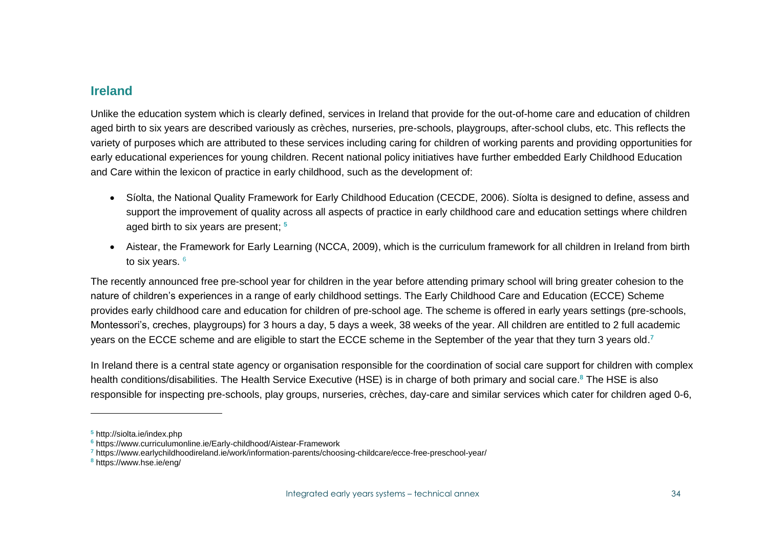## Ireland

Unlike the education system which is clearly defined, services in Ireland that provide for the out-of-home care and education of children aged birth to six years are described variously as crèches, nurseries, pre-schools, playgroups, after-school clubs, etc. This reflects the variety of purposes which are attributed to these services including caring for children of working parents and providing opportunities for early educational experiences for young children. Recent national policy initiatives have further embedded Early Childhood Education and Care within the lexicon of practice in early childhood, such as the development of:

- Síolta, the National Quality Framework for Early Childhood Education (CECDE, 2006). Síolta is designed to define, assess and support the improvement of quality across all aspects of practice in early childhood care and education settings where children aged birth to six years are present; [5]
- Aistear, the Framework for Early Learning (NCCA, 2009), which is the curriculum framework for all children in Ireland from birth to six years. [6]

The recently announced free pre-school year for children in the year before attending primary school will bring greater cohesion to the nature of children's experiences in a range of early childhood settings. The Early Childhood Care and Education (ECCE) Scheme provides early childhood care and education for children of pre-school age. The scheme is offered in early years settings (pre-schools, Montessori's, creches, playgroups) for 3 hours a day, 5 days a week, 38 weeks of the year. All children are entitled to 2 full academic years on the ECCE scheme and are eligible to start the ECCE scheme in the September of the year that they turn 3 years old.[7]

In Ireland there is a central state agency or organisation responsible for the coordination of social care support for children with complex health conditions/disabilities. The Health Service Executive (HSE) is in charge of both primary and social care.[8] The HSE is also responsible for inspecting pre-schools, play groups, nurseries, crèches, day-care and similar services which cater for children aged 0-6,

---

[5] http://siolta.ie/index.php

[6] https://www.curriculumonline.ie/Early-childhood/Aistear-Framework

[7] https://www.earlychildhoodireland.ie/work/information-parents/choosing-childcare/ecce-free-preschool-year/

[8] https://www.hse.ie/eng/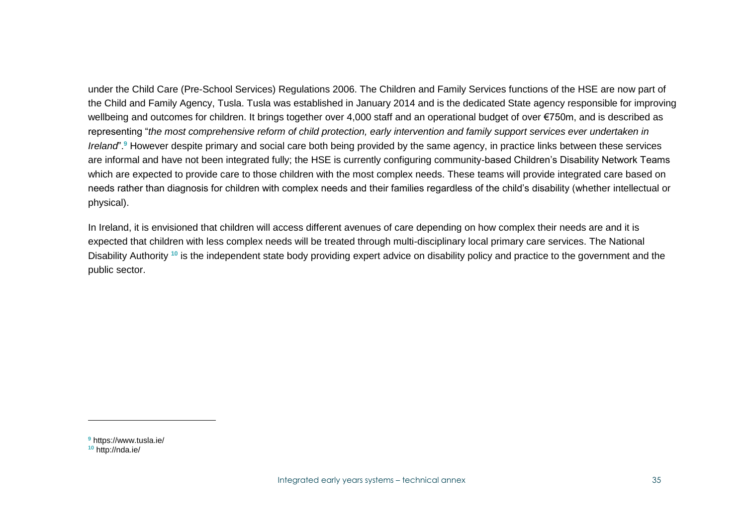under the Child Care (Pre-School Services) Regulations 2006. The Children and Family Services functions of the HSE are now part of the Child and Family Agency, Tusla. Tusla was established in January 2014 and is the dedicated State agency responsible for improving wellbeing and outcomes for children. It brings together over 4,000 staff and an operational budget of over €750m, and is described as representing "*the most comprehensive reform of child protection, early intervention and family support services ever undertaken in Ireland*".[9] However despite primary and social care both being provided by the same agency, in practice links between these services are informal and have not been integrated fully; the HSE is currently configuring community-based Children's Disability Network Teams which are expected to provide care to those children with the most complex needs. These teams will provide integrated care based on needs rather than diagnosis for children with complex needs and their families regardless of the child's disability (whether intellectual or physical).

In Ireland, it is envisioned that children will access different avenues of care depending on how complex their needs are and it is expected that children with less complex needs will be treated through multi-disciplinary local primary care services. The National Disability Authority [10] is the independent state body providing expert advice on disability policy and practice to the government and the public sector.

---

[9] https://www.tusla.ie/

[10] http://nda.ie/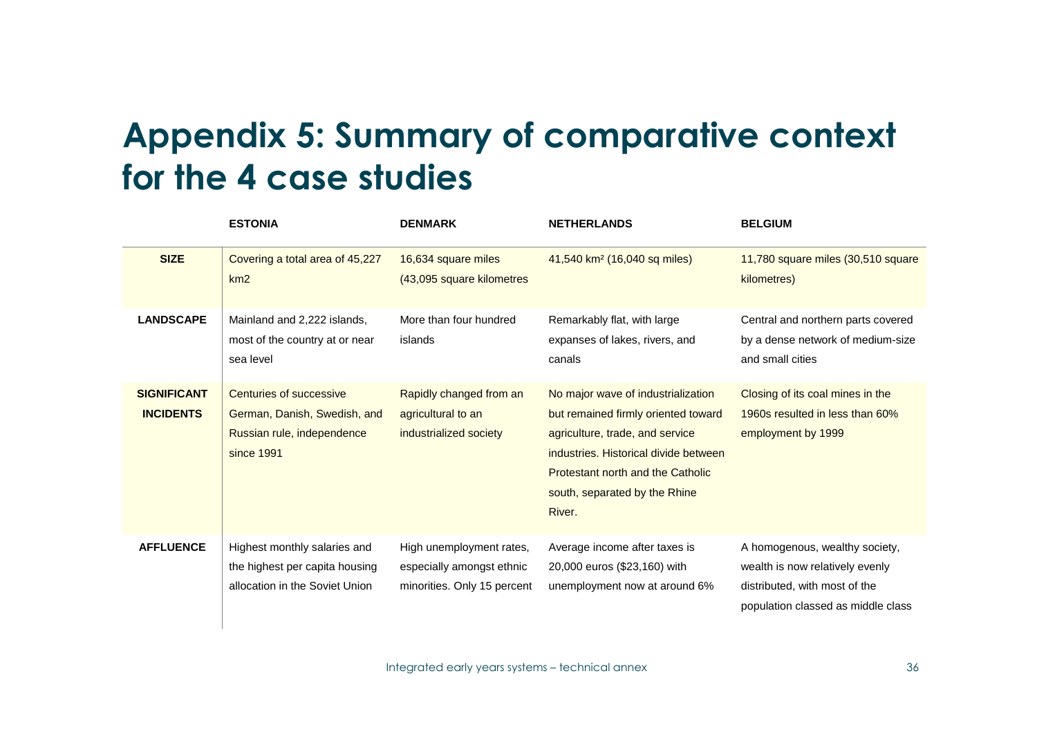# Appendix 5: Summary of comparative context for the 4 case studies

| | ESTONIA | DENMARK | NETHERLANDS | BELGIUM |
|---|---|---|---|---|
| **SIZE** | Covering a total area of 45,227 km2 | 16,634 square miles (43,095 square kilometres | 41,540 km² (16,040 sq miles) | 11,780 square miles (30,510 square kilometres) |
| **LANDSCAPE** | Mainland and 2,222 islands, most of the country at or near sea level | More than four hundred islands | Remarkably flat, with large expanses of lakes, rivers, and canals | Central and northern parts covered by a dense network of medium-size and small cities |
| **SIGNIFICANT INCIDENTS** | Centuries of successive German, Danish, Swedish, and Russian rule, independence since 1991 | Rapidly changed from an agricultural to an industrialized society | No major wave of industrialization but remained firmly oriented toward agriculture, trade, and service industries. Historical divide between Protestant north and the Catholic south, separated by the Rhine River. | Closing of its coal mines in the 1960s resulted in less than 60% employment by 1999 |
| **AFFLUENCE** | Highest monthly salaries and the highest per capita housing allocation in the Soviet Union | High unemployment rates, especially amongst ethnic minorities. Only 15 percent | Average income after taxes is 20,000 euros ($23,160) with unemployment now at around 6% | A homogenous, wealthy society, wealth is now relatively evenly distributed, with most of the population classed as middle class |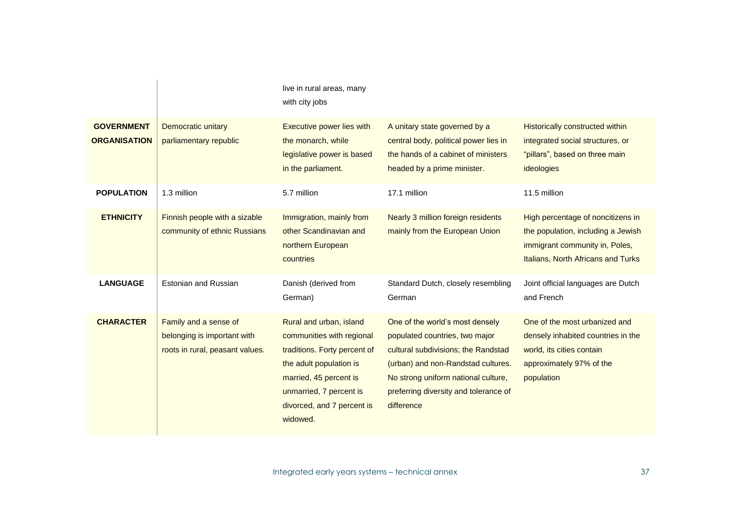| | | | | |
|---|---|---|---|---|
| | | live in rural areas, many with city jobs | | |
| **GOVERNMENT ORGANISATION** | Democratic unitary parliamentary republic | Executive power lies with the monarch, while legislative power is based in the parliament. | A unitary state governed by a central body, political power lies in the hands of a cabinet of ministers headed by a prime minister. | Historically constructed within integrated social structures, or "pillars", based on three main ideologies |
| **POPULATION** | 1.3 million | 5.7 million | 17.1 million | 11.5 million |
| **ETHNICITY** | Finnish people with a sizable community of ethnic Russians | Immigration, mainly from other Scandinavian and northern European countries | Nearly 3 million foreign residents mainly from the European Union | High percentage of noncitizens in the population, including a Jewish immigrant community in, Poles, Italians, North Africans and Turks |
| **LANGUAGE** | Estonian and Russian | Danish (derived from German) | Standard Dutch, closely resembling German | Joint official languages are Dutch and French |
| **CHARACTER** | Family and a sense of belonging is important with roots in rural, peasant values. | Rural and urban, island communities with regional traditions. Forty percent of the adult population is married, 45 percent is unmarried, 7 percent is divorced, and 7 percent is widowed. | One of the world's most densely populated countries, two major cultural subdivisions; the Randstad (urban) and non-Randstad cultures. No strong uniform national culture, preferring diversity and tolerance of difference | One of the most urbanized and densely inhabited countries in the world, its cities contain approximately 97% of the population |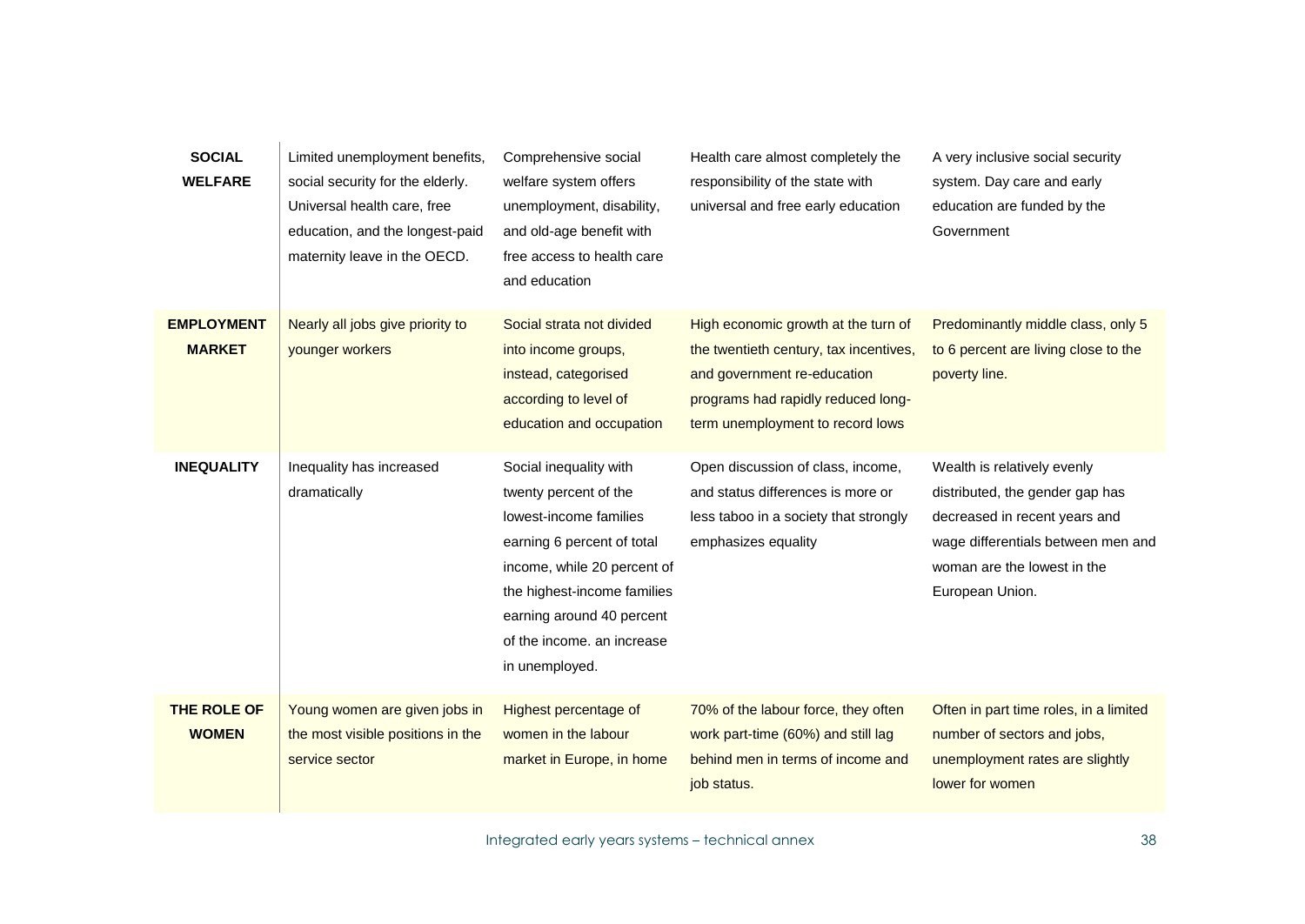| | | | | |
|---|---|---|---|---|
| **SOCIAL WELFARE** | Limited unemployment benefits, social security for the elderly. Universal health care, free education, and the longest-paid maternity leave in the OECD. | Comprehensive social welfare system offers unemployment, disability, and old-age benefit with free access to health care and education | Health care almost completely the responsibility of the state with universal and free early education | A very inclusive social security system. Day care and early education are funded by the Government |
| **EMPLOYMENT MARKET** | Nearly all jobs give priority to younger workers | Social strata not divided into income groups, instead, categorised according to level of education and occupation | High economic growth at the turn of the twentieth century, tax incentives, and government re-education programs had rapidly reduced long-term unemployment to record lows | Predominantly middle class, only 5 to 6 percent are living close to the poverty line. |
| **INEQUALITY** | Inequality has increased dramatically | Social inequality with twenty percent of the lowest-income families earning 6 percent of total income, while 20 percent of the highest-income families earning around 40 percent of the income. an increase in unemployed. | Open discussion of class, income, and status differences is more or less taboo in a society that strongly emphasizes equality | Wealth is relatively evenly distributed, the gender gap has decreased in recent years and wage differentials between men and woman are the lowest in the European Union. |
| **THE ROLE OF WOMEN** | Young women are given jobs in the most visible positions in the service sector | Highest percentage of women in the labour market in Europe, in home | 70% of the labour force, they often work part-time (60%) and still lag behind men in terms of income and job status. | Often in part time roles, in a limited number of sectors and jobs, unemployment rates are slightly lower for women |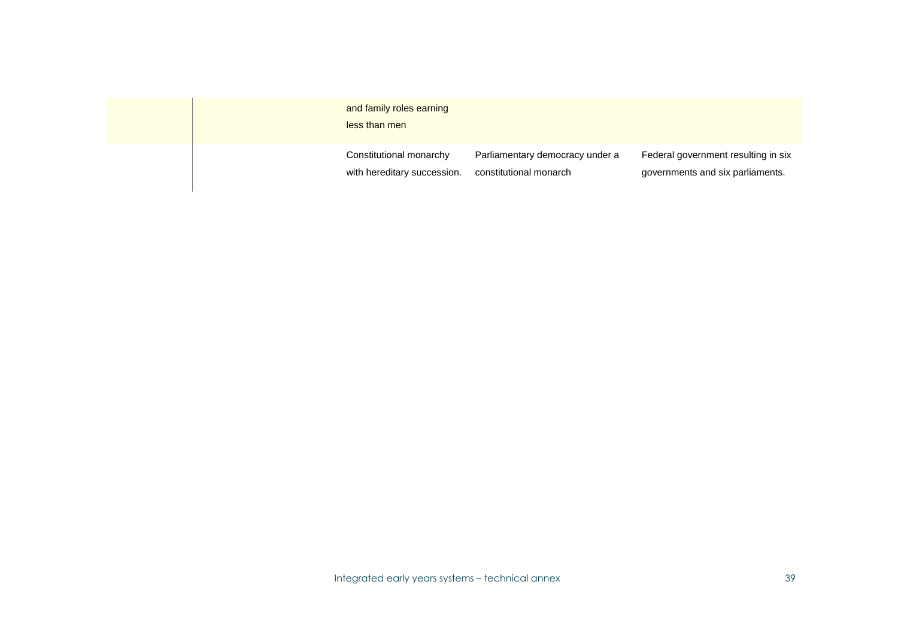| | | | | |
|---|---|---|---|---|
| | | and family roles earning less than men | | |
| | | Constitutional monarchy with hereditary succession. | Parliamentary democracy under a constitutional monarch | Federal government resulting in six governments and six parliaments. |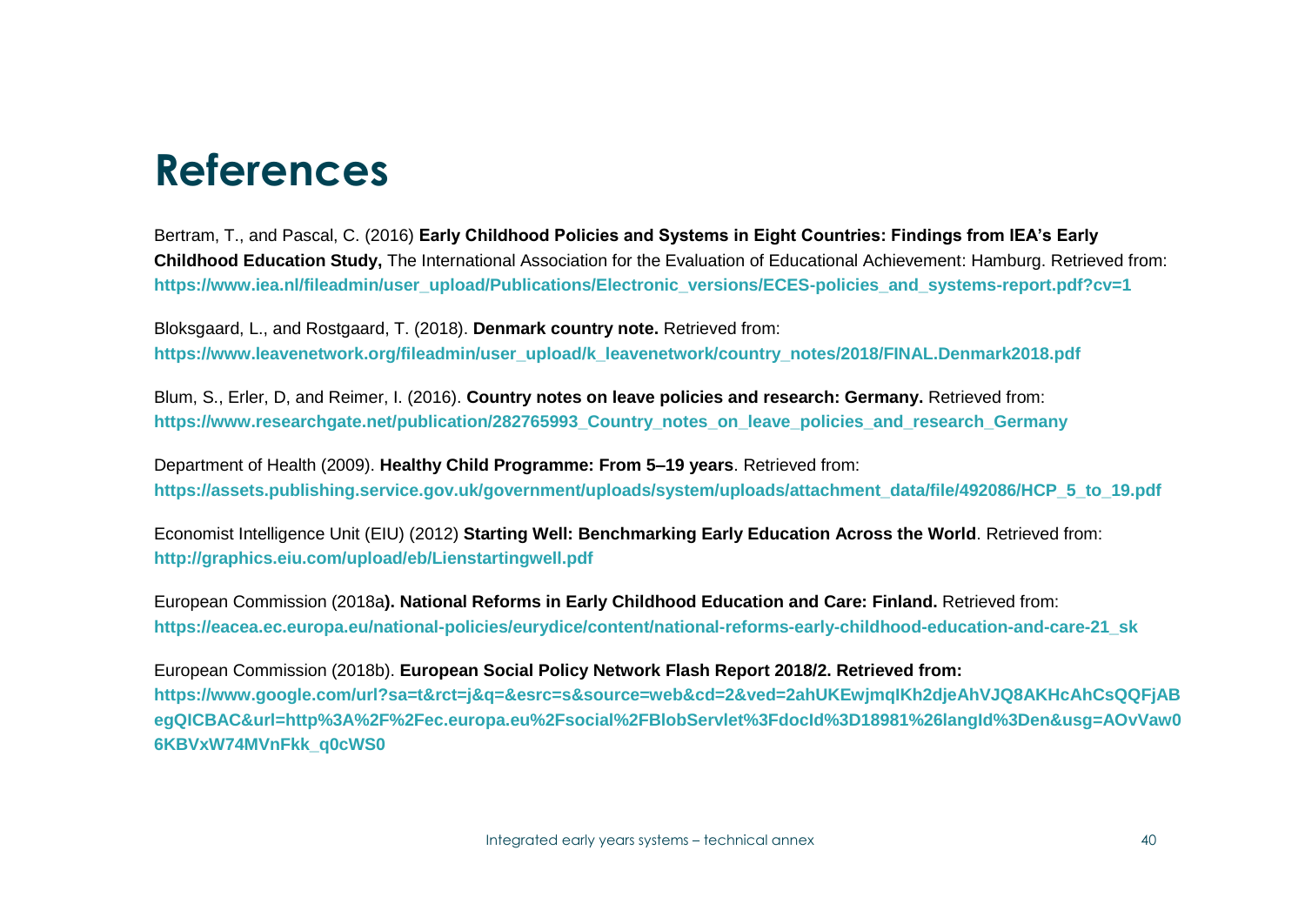# References

Bertram, T., and Pascal, C. (2016) **Early Childhood Policies and Systems in Eight Countries: Findings from IEA's Early Childhood Education Study,** The International Association for the Evaluation of Educational Achievement: Hamburg. Retrieved from: **https://www.iea.nl/fileadmin/user_upload/Publications/Electronic_versions/ECES-policies_and_systems-report.pdf?cv=1**

Bloksgaard, L., and Rostgaard, T. (2018). **Denmark country note.** Retrieved from: **https://www.leavenetwork.org/fileadmin/user_upload/k_leavenetwork/country_notes/2018/FINAL.Denmark2018.pdf**

Blum, S., Erler, D, and Reimer, I. (2016). **Country notes on leave policies and research: Germany.** Retrieved from: **https://www.researchgate.net/publication/282765993_Country_notes_on_leave_policies_and_research_Germany**

Department of Health (2009). **Healthy Child Programme: From 5–19 years**. Retrieved from: **https://assets.publishing.service.gov.uk/government/uploads/system/uploads/attachment_data/file/492086/HCP_5_to_19.pdf**

Economist Intelligence Unit (EIU) (2012) **Starting Well: Benchmarking Early Education Across the World**. Retrieved from: **http://graphics.eiu.com/upload/eb/Lienstartingwell.pdf**

European Commission (2018a**). National Reforms in Early Childhood Education and Care: Finland.** Retrieved from: **https://eacea.ec.europa.eu/national-policies/eurydice/content/national-reforms-early-childhood-education-and-care-21_sk**

European Commission (2018b). **European Social Policy Network Flash Report 2018/2. Retrieved from: https://www.google.com/url?sa=t&rct=j&q=&esrc=s&source=web&cd=2&ved=2ahUKEwjmqIKh2djeAhVJQ8AKHcAhCsQQFjABegQICBAC&url=http%3A%2F%2Fec.europa.eu%2Fsocial%2FBlobServlet%3FdocId%3D18981%26langId%3Den&usg=AOvVaw06KBVxW74MVnFkk_q0cWS0**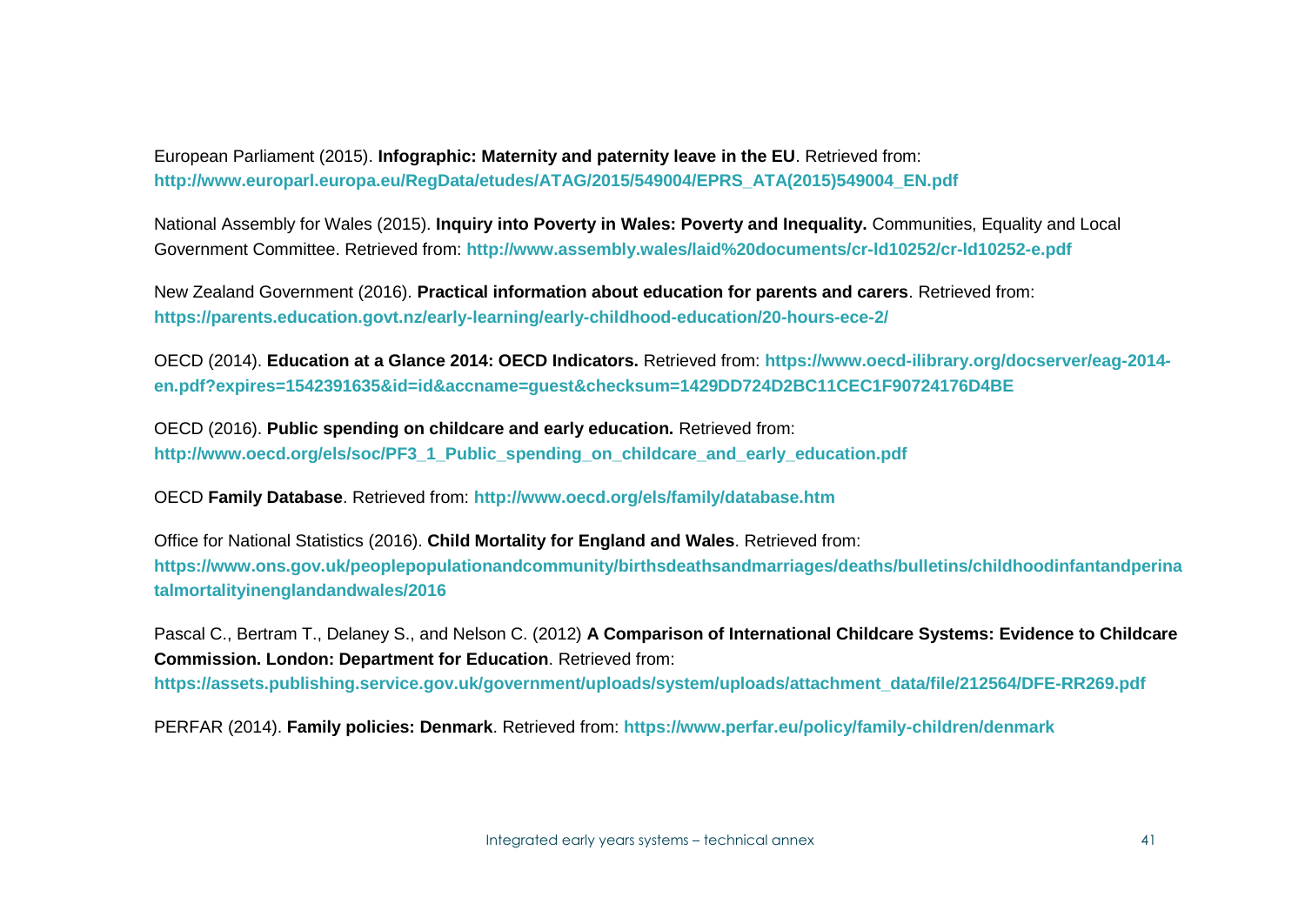European Parliament (2015). **Infographic: Maternity and paternity leave in the EU**. Retrieved from: **http://www.europarl.europa.eu/RegData/etudes/ATAG/2015/549004/EPRS_ATA(2015)549004_EN.pdf**

National Assembly for Wales (2015). **Inquiry into Poverty in Wales: Poverty and Inequality.** Communities, Equality and Local Government Committee. Retrieved from: **http://www.assembly.wales/laid%20documents/cr-ld10252/cr-ld10252-e.pdf**

New Zealand Government (2016). **Practical information about education for parents and carers**. Retrieved from: **https://parents.education.govt.nz/early-learning/early-childhood-education/20-hours-ece-2/**

OECD (2014). **Education at a Glance 2014: OECD Indicators.** Retrieved from: **https://www.oecd-ilibrary.org/docserver/eag-2014-en.pdf?expires=1542391635&id=id&accname=guest&checksum=1429DD724D2BC11CEC1F90724176D4BE**

OECD (2016). **Public spending on childcare and early education.** Retrieved from: **http://www.oecd.org/els/soc/PF3_1_Public_spending_on_childcare_and_early_education.pdf**

OECD **Family Database**. Retrieved from: **http://www.oecd.org/els/family/database.htm**

Office for National Statistics (2016). **Child Mortality for England and Wales**. Retrieved from: **https://www.ons.gov.uk/peoplepopulationandcommunity/birthsdeathsandmarriages/deaths/bulletins/childhoodinfantandperinatalmortalityinenglandandwales/2016**

Pascal C., Bertram T., Delaney S., and Nelson C. (2012) **A Comparison of International Childcare Systems: Evidence to Childcare Commission. London: Department for Education**. Retrieved from: **https://assets.publishing.service.gov.uk/government/uploads/system/uploads/attachment_data/file/212564/DFE-RR269.pdf**

PERFAR (2014). **Family policies: Denmark**. Retrieved from: **https://www.perfar.eu/policy/family-children/denmark**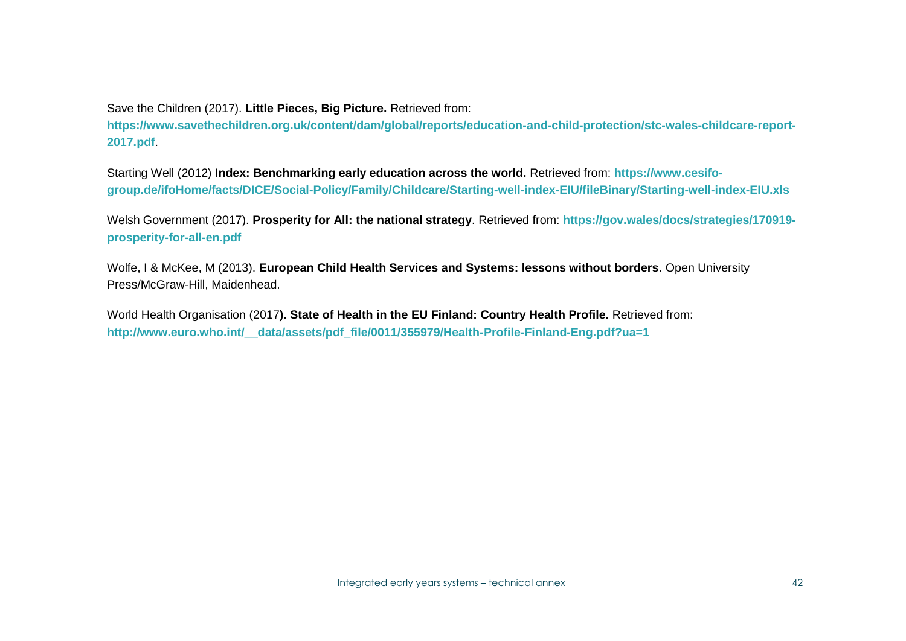Save the Children (2017). **Little Pieces, Big Picture.** Retrieved from: **https://www.savethechildren.org.uk/content/dam/global/reports/education-and-child-protection/stc-wales-childcare-report-2017.pdf**.

Starting Well (2012) **Index: Benchmarking early education across the world.** Retrieved from: **https://www.cesifo-group.de/ifoHome/facts/DICE/Social-Policy/Family/Childcare/Starting-well-index-EIU/fileBinary/Starting-well-index-EIU.xls**

Welsh Government (2017). **Prosperity for All: the national strategy**. Retrieved from: **https://gov.wales/docs/strategies/170919-prosperity-for-all-en.pdf**

Wolfe, I & McKee, M (2013). **European Child Health Services and Systems: lessons without borders.** Open University Press/McGraw-Hill, Maidenhead.

World Health Organisation (2017**). State of Health in the EU Finland: Country Health Profile.** Retrieved from: **http://www.euro.who.int/__data/assets/pdf_file/0011/355979/Health-Profile-Finland-Eng.pdf?ua=1**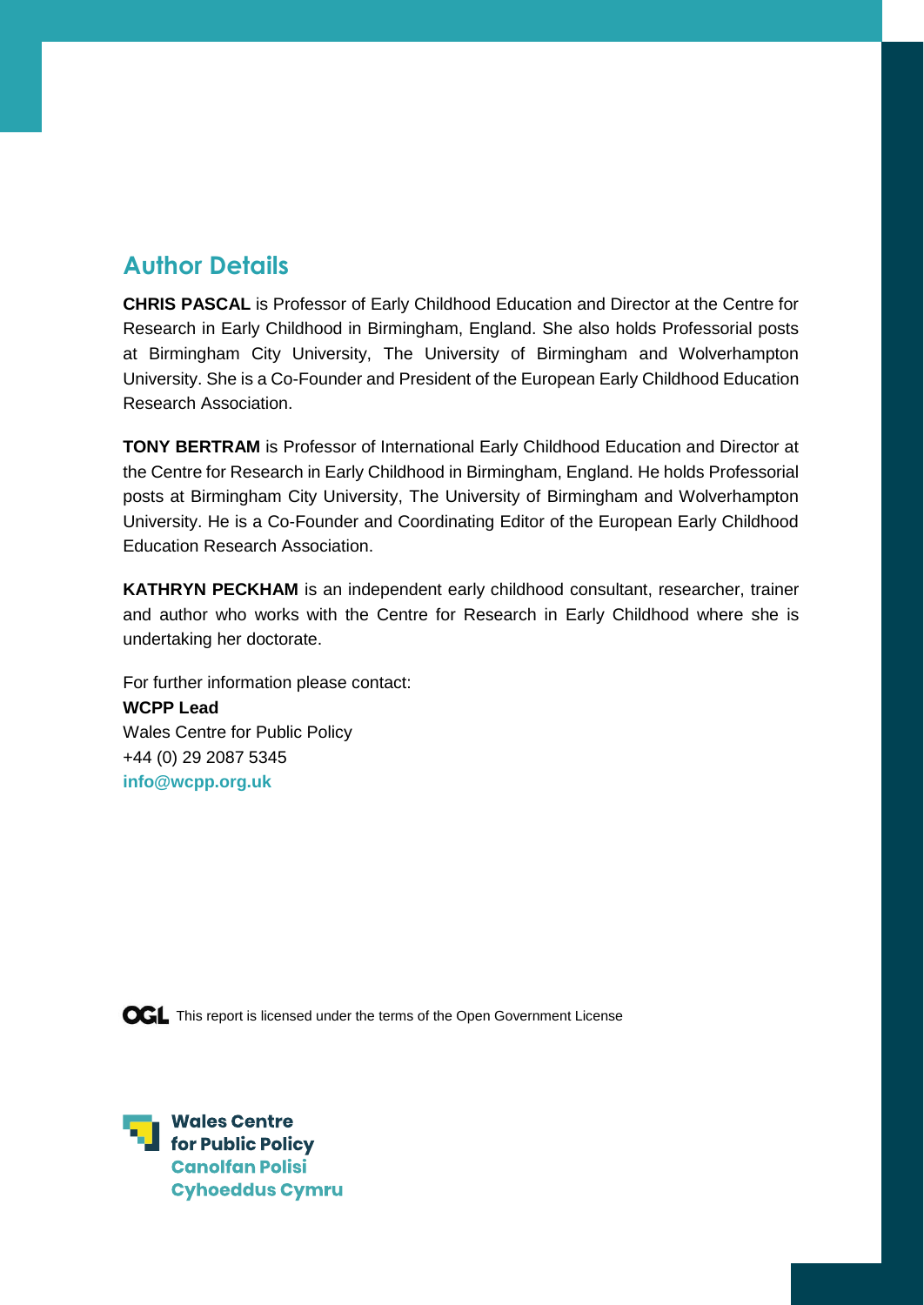## Author Details

**CHRIS PASCAL** is Professor of Early Childhood Education and Director at the Centre for Research in Early Childhood in Birmingham, England. She also holds Professorial posts at Birmingham City University, The University of Birmingham and Wolverhampton University. She is a Co-Founder and President of the European Early Childhood Education Research Association.

**TONY BERTRAM** is Professor of International Early Childhood Education and Director at the Centre for Research in Early Childhood in Birmingham, England. He holds Professorial posts at Birmingham City University, The University of Birmingham and Wolverhampton University. He is a Co-Founder and Coordinating Editor of the European Early Childhood Education Research Association.

**KATHRYN PECKHAM** is an independent early childhood consultant, researcher, trainer and author who works with the Centre for Research in Early Childhood where she is undertaking her doctorate.

For further information please contact:
**WCPP Lead**
Wales Centre for Public Policy
+44 (0) 29 2087 5345
**info@wcpp.org.uk**

OGL This report is licensed under the terms of the Open Government License

Wales Centre for Public Policy
Canolfan Polisi Cyhoeddus Cymru